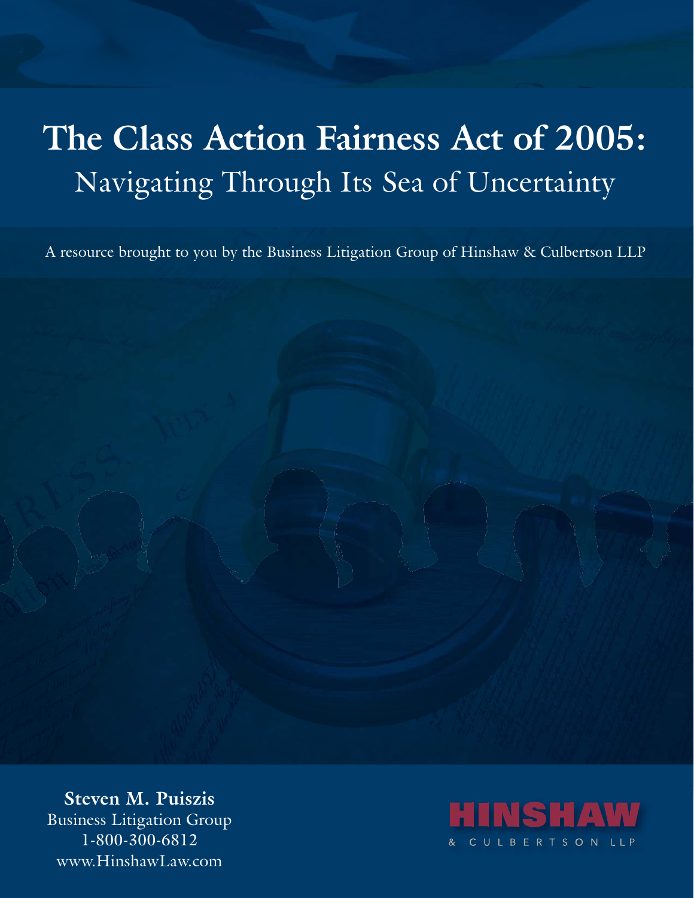# The Class Action Fairness Act of 2005:

## Navigating Through Its Sea of Uncertainty

A resource brought to you by the Business Litigation Group of Hinshaw & Culbertson LLP

**Steven M. Puiszis**
Business Litigation Group
1-800-300-6812
www.HinshawLaw.com

HINSHAW
& CULBERTSON LLP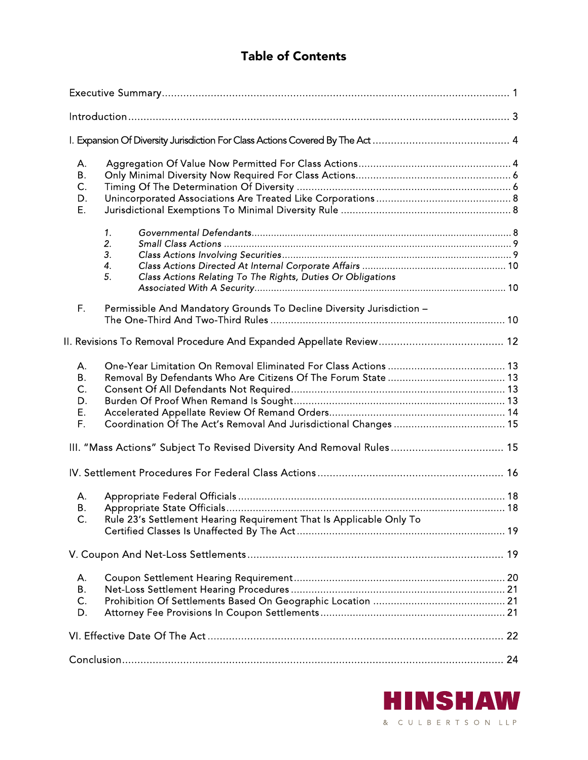# Table of Contents

Executive Summary ..... 1

Introduction ..... 3

I. Expansion Of Diversity Jurisdiction For Class Actions Covered By The Act ..... 4

- A. Aggregation Of Value Now Permitted For Class Actions ..... 4
- B. Only Minimal Diversity Now Required For Class Actions ..... 6
- C. Timing Of The Determination Of Diversity ..... 6
- D. Unincorporated Associations Are Treated Like Corporations ..... 8
- E. Jurisdictional Exemptions To Minimal Diversity Rule ..... 8
  1. *Governmental Defendants* ..... 8
  2. *Small Class Actions* ..... 9
  3. *Class Actions Involving Securities* ..... 9
  4. *Class Actions Directed At Internal Corporate Affairs* ..... 10
  5. *Class Actions Relating To The Rights, Duties Or Obligations Associated With A Security* ..... 10
- F. Permissible And Mandatory Grounds To Decline Diversity Jurisdiction – The One-Third And Two-Third Rules ..... 10

II. Revisions To Removal Procedure And Expanded Appellate Review ..... 12

- A. One-Year Limitation On Removal Eliminated For Class Actions ..... 13
- B. Removal By Defendants Who Are Citizens Of The Forum State ..... 13
- C. Consent Of All Defendants Not Required ..... 13
- D. Burden Of Proof When Remand Is Sought ..... 13
- E. Accelerated Appellate Review Of Remand Orders ..... 14
- F. Coordination Of The Act's Removal And Jurisdictional Changes ..... 15

III. "Mass Actions" Subject To Revised Diversity And Removal Rules ..... 15

IV. Settlement Procedures For Federal Class Actions ..... 16

- A. Appropriate Federal Officials ..... 18
- B. Appropriate State Officials ..... 18
- C. Rule 23's Settlement Hearing Requirement That Is Applicable Only To Certified Classes Is Unaffected By The Act ..... 19

V. Coupon And Net-Loss Settlements ..... 19

- A. Coupon Settlement Hearing Requirement ..... 20
- B. Net-Loss Settlement Hearing Procedures ..... 21
- C. Prohibition Of Settlements Based On Geographic Location ..... 21
- D. Attorney Fee Provisions In Coupon Settlements ..... 21

VI. Effective Date Of The Act ..... 22

Conclusion ..... 24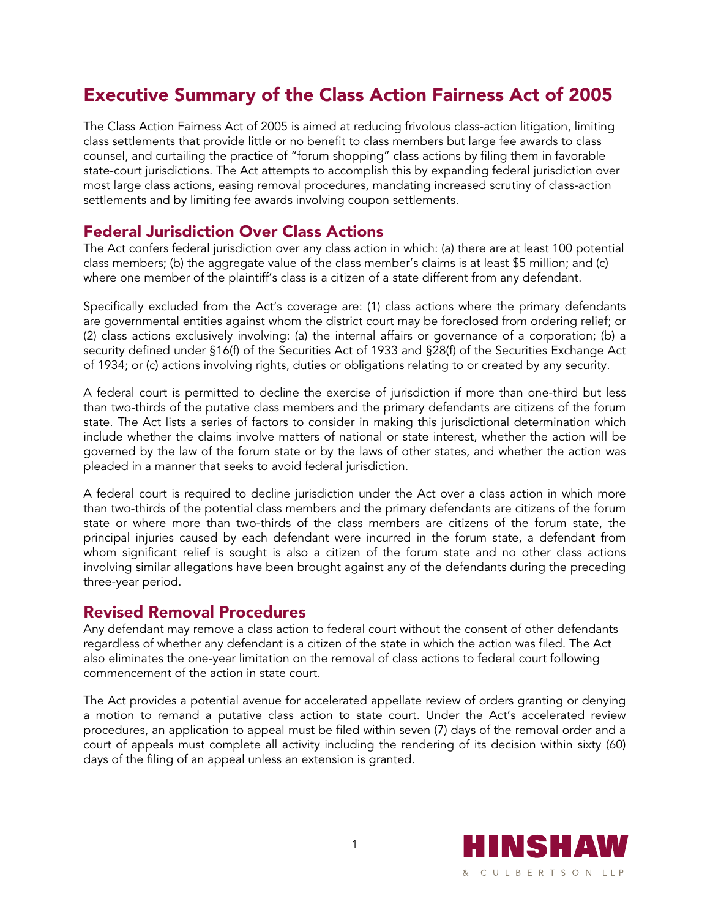# Executive Summary of the Class Action Fairness Act of 2005

The Class Action Fairness Act of 2005 is aimed at reducing frivolous class-action litigation, limiting class settlements that provide little or no benefit to class members but large fee awards to class counsel, and curtailing the practice of "forum shopping" class actions by filing them in favorable state-court jurisdictions. The Act attempts to accomplish this by expanding federal jurisdiction over most large class actions, easing removal procedures, mandating increased scrutiny of class-action settlements and by limiting fee awards involving coupon settlements.

## Federal Jurisdiction Over Class Actions

The Act confers federal jurisdiction over any class action in which: (a) there are at least 100 potential class members; (b) the aggregate value of the class member's claims is at least $5 million; and (c) where one member of the plaintiff's class is a citizen of a state different from any defendant.

Specifically excluded from the Act's coverage are: (1) class actions where the primary defendants are governmental entities against whom the district court may be foreclosed from ordering relief; or (2) class actions exclusively involving: (a) the internal affairs or governance of a corporation; (b) a security defined under §16(f) of the Securities Act of 1933 and §28(f) of the Securities Exchange Act of 1934; or (c) actions involving rights, duties or obligations relating to or created by any security.

A federal court is permitted to decline the exercise of jurisdiction if more than one-third but less than two-thirds of the putative class members and the primary defendants are citizens of the forum state. The Act lists a series of factors to consider in making this jurisdictional determination which include whether the claims involve matters of national or state interest, whether the action will be governed by the law of the forum state or by the laws of other states, and whether the action was pleaded in a manner that seeks to avoid federal jurisdiction.

A federal court is required to decline jurisdiction under the Act over a class action in which more than two-thirds of the potential class members and the primary defendants are citizens of the forum state or where more than two-thirds of the class members are citizens of the forum state, the principal injuries caused by each defendant were incurred in the forum state, a defendant from whom significant relief is sought is also a citizen of the forum state and no other class actions involving similar allegations have been brought against any of the defendants during the preceding three-year period.

## Revised Removal Procedures

Any defendant may remove a class action to federal court without the consent of other defendants regardless of whether any defendant is a citizen of the state in which the action was filed. The Act also eliminates the one-year limitation on the removal of class actions to federal court following commencement of the action in state court.

The Act provides a potential avenue for accelerated appellate review of orders granting or denying a motion to remand a putative class action to state court. Under the Act's accelerated review procedures, an application to appeal must be filed within seven (7) days of the removal order and a court of appeals must complete all activity including the rendering of its decision within sixty (60) days of the filing of an appeal unless an extension is granted.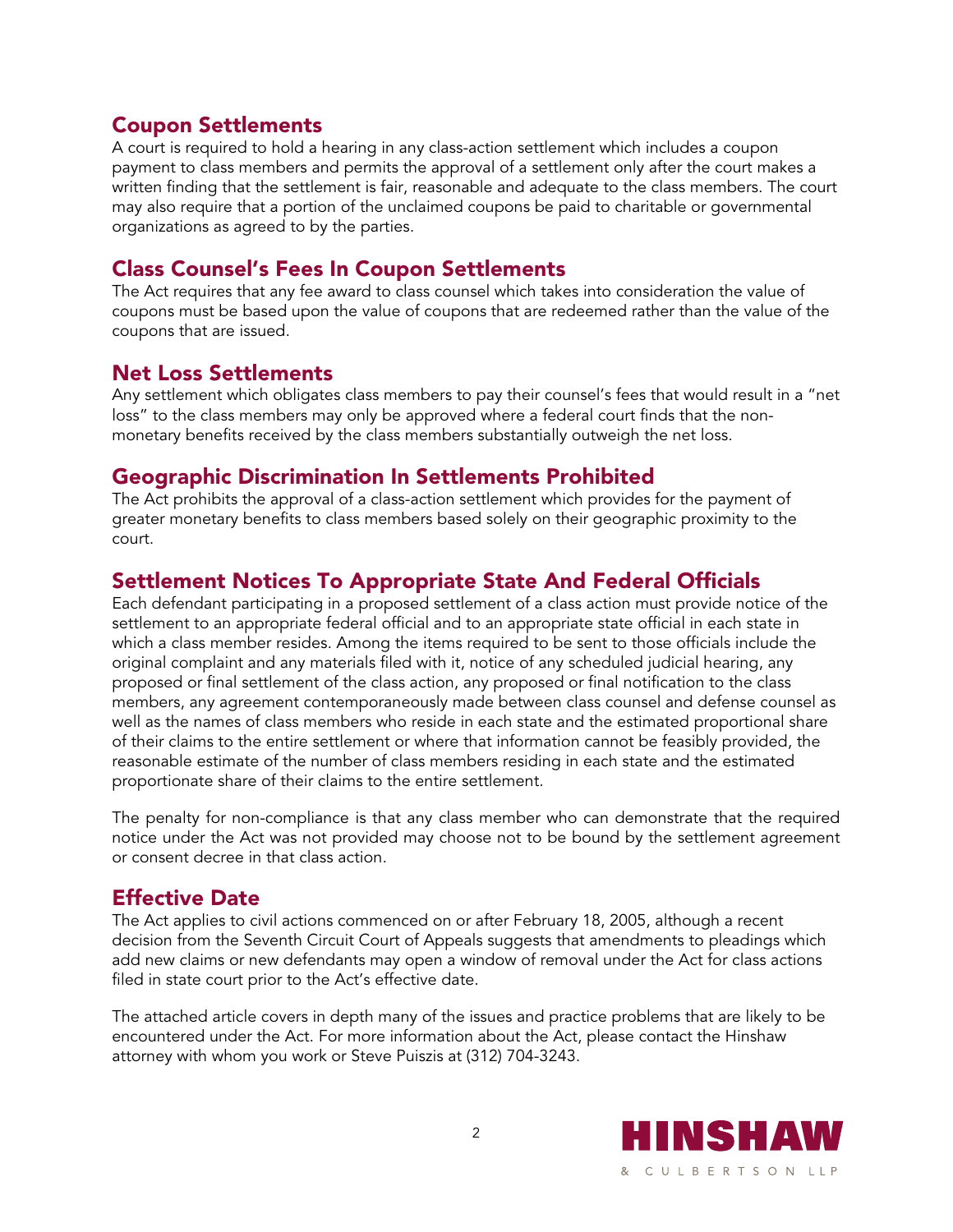## Coupon Settlements

A court is required to hold a hearing in any class-action settlement which includes a coupon payment to class members and permits the approval of a settlement only after the court makes a written finding that the settlement is fair, reasonable and adequate to the class members. The court may also require that a portion of the unclaimed coupons be paid to charitable or governmental organizations as agreed to by the parties.

## Class Counsel's Fees In Coupon Settlements

The Act requires that any fee award to class counsel which takes into consideration the value of coupons must be based upon the value of coupons that are redeemed rather than the value of the coupons that are issued.

## Net Loss Settlements

Any settlement which obligates class members to pay their counsel's fees that would result in a "net loss" to the class members may only be approved where a federal court finds that the non-monetary benefits received by the class members substantially outweigh the net loss.

## Geographic Discrimination In Settlements Prohibited

The Act prohibits the approval of a class-action settlement which provides for the payment of greater monetary benefits to class members based solely on their geographic proximity to the court.

## Settlement Notices To Appropriate State And Federal Officials

Each defendant participating in a proposed settlement of a class action must provide notice of the settlement to an appropriate federal official and to an appropriate state official in each state in which a class member resides. Among the items required to be sent to those officials include the original complaint and any materials filed with it, notice of any scheduled judicial hearing, any proposed or final settlement of the class action, any proposed or final notification to the class members, any agreement contemporaneously made between class counsel and defense counsel as well as the names of class members who reside in each state and the estimated proportional share of their claims to the entire settlement or where that information cannot be feasibly provided, the reasonable estimate of the number of class members residing in each state and the estimated proportionate share of their claims to the entire settlement.

The penalty for non-compliance is that any class member who can demonstrate that the required notice under the Act was not provided may choose not to be bound by the settlement agreement or consent decree in that class action.

## Effective Date

The Act applies to civil actions commenced on or after February 18, 2005, although a recent decision from the Seventh Circuit Court of Appeals suggests that amendments to pleadings which add new claims or new defendants may open a window of removal under the Act for class actions filed in state court prior to the Act's effective date.

The attached article covers in depth many of the issues and practice problems that are likely to be encountered under the Act. For more information about the Act, please contact the Hinshaw attorney with whom you work or Steve Puiszis at (312) 704-3243.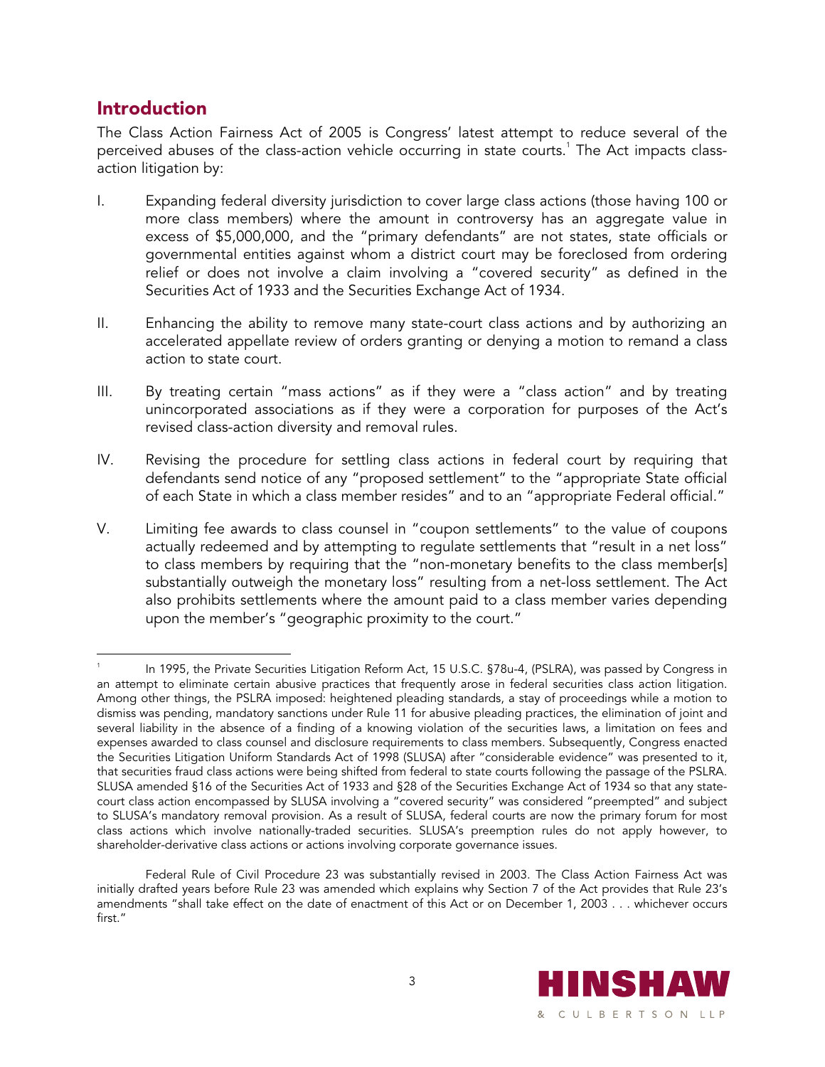## Introduction

The Class Action Fairness Act of 2005 is Congress' latest attempt to reduce several of the perceived abuses of the class-action vehicle occurring in state courts.[1] The Act impacts class-action litigation by:

I. Expanding federal diversity jurisdiction to cover large class actions (those having 100 or more class members) where the amount in controversy has an aggregate value in excess of $5,000,000, and the "primary defendants" are not states, state officials or governmental entities against whom a district court may be foreclosed from ordering relief or does not involve a claim involving a "covered security" as defined in the Securities Act of 1933 and the Securities Exchange Act of 1934.

II. Enhancing the ability to remove many state-court class actions and by authorizing an accelerated appellate review of orders granting or denying a motion to remand a class action to state court.

III. By treating certain "mass actions" as if they were a "class action" and by treating unincorporated associations as if they were a corporation for purposes of the Act's revised class-action diversity and removal rules.

IV. Revising the procedure for settling class actions in federal court by requiring that defendants send notice of any "proposed settlement" to the "appropriate State official of each State in which a class member resides" and to an "appropriate Federal official."

V. Limiting fee awards to class counsel in "coupon settlements" to the value of coupons actually redeemed and by attempting to regulate settlements that "result in a net loss" to class members by requiring that the "non-monetary benefits to the class member[s] substantially outweigh the monetary loss" resulting from a net-loss settlement. The Act also prohibits settlements where the amount paid to a class member varies depending upon the member's "geographic proximity to the court."

---

[1] In 1995, the Private Securities Litigation Reform Act, 15 U.S.C. §78u-4, (PSLRA), was passed by Congress in an attempt to eliminate certain abusive practices that frequently arose in federal securities class action litigation. Among other things, the PSLRA imposed: heightened pleading standards, a stay of proceedings while a motion to dismiss was pending, mandatory sanctions under Rule 11 for abusive pleading practices, the elimination of joint and several liability in the absence of a finding of a knowing violation of the securities laws, a limitation on fees and expenses awarded to class counsel and disclosure requirements to class members. Subsequently, Congress enacted the Securities Litigation Uniform Standards Act of 1998 (SLUSA) after "considerable evidence" was presented to it, that securities fraud class actions were being shifted from federal to state courts following the passage of the PSLRA. SLUSA amended §16 of the Securities Act of 1933 and §28 of the Securities Exchange Act of 1934 so that any state-court class action encompassed by SLUSA involving a "covered security" was considered "preempted" and subject to SLUSA's mandatory removal provision. As a result of SLUSA, federal courts are now the primary forum for most class actions which involve nationally-traded securities. SLUSA's preemption rules do not apply however, to shareholder-derivative class actions or actions involving corporate governance issues.

Federal Rule of Civil Procedure 23 was substantially revised in 2003. The Class Action Fairness Act was initially drafted years before Rule 23 was amended which explains why Section 7 of the Act provides that Rule 23's amendments "shall take effect on the date of enactment of this Act or on December 1, 2003 . . . whichever occurs first."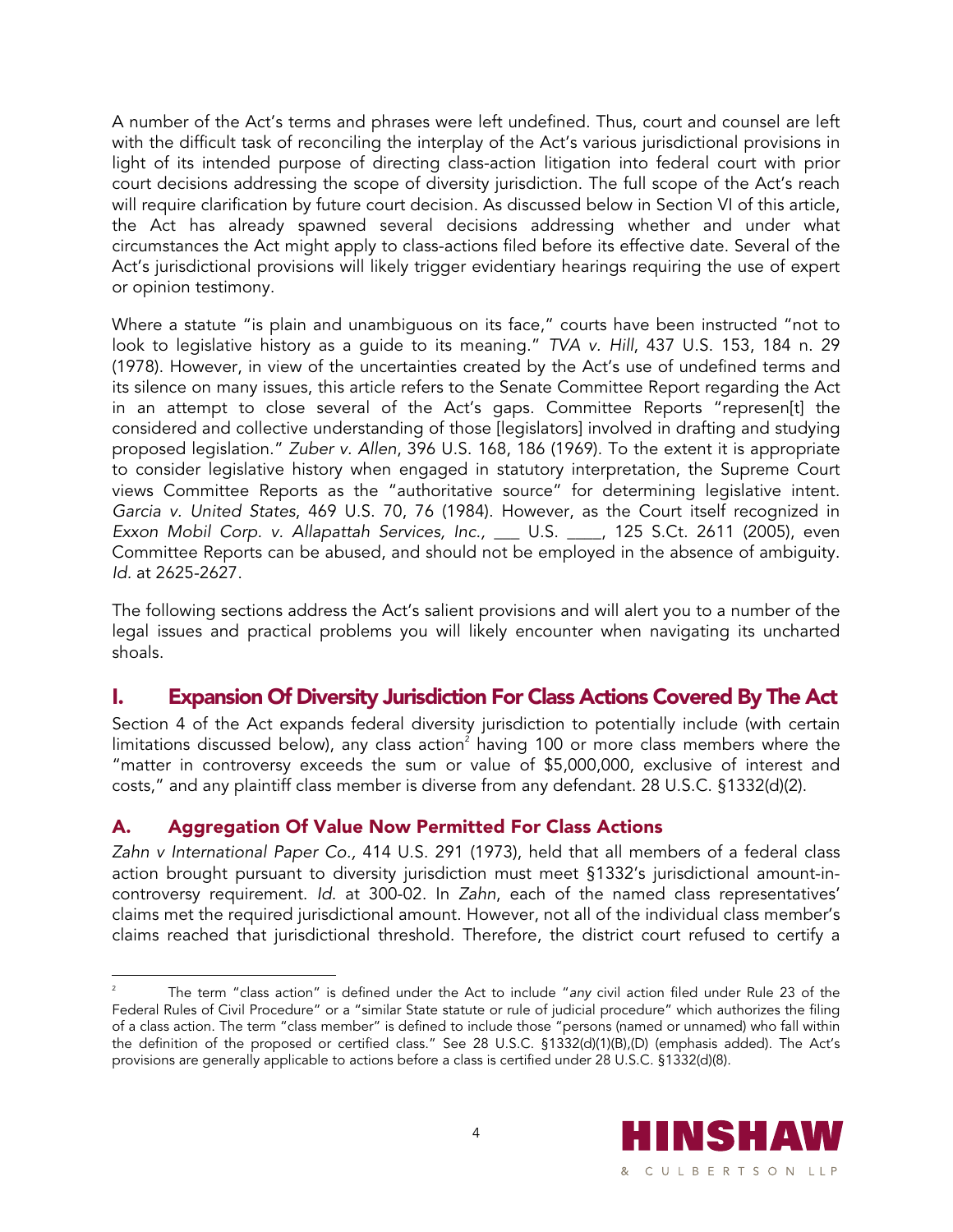A number of the Act's terms and phrases were left undefined. Thus, court and counsel are left with the difficult task of reconciling the interplay of the Act's various jurisdictional provisions in light of its intended purpose of directing class-action litigation into federal court with prior court decisions addressing the scope of diversity jurisdiction. The full scope of the Act's reach will require clarification by future court decision. As discussed below in Section VI of this article, the Act has already spawned several decisions addressing whether and under what circumstances the Act might apply to class-actions filed before its effective date. Several of the Act's jurisdictional provisions will likely trigger evidentiary hearings requiring the use of expert or opinion testimony.

Where a statute "is plain and unambiguous on its face," courts have been instructed "not to look to legislative history as a guide to its meaning." *TVA v. Hill*, 437 U.S. 153, 184 n. 29 (1978). However, in view of the uncertainties created by the Act's use of undefined terms and its silence on many issues, this article refers to the Senate Committee Report regarding the Act in an attempt to close several of the Act's gaps. Committee Reports "represen[t] the considered and collective understanding of those [legislators] involved in drafting and studying proposed legislation." *Zuber v. Allen*, 396 U.S. 168, 186 (1969). To the extent it is appropriate to consider legislative history when engaged in statutory interpretation, the Supreme Court views Committee Reports as the "authoritative source" for determining legislative intent. *Garcia v. United States*, 469 U.S. 70, 76 (1984). However, as the Court itself recognized in *Exxon Mobil Corp. v. Allapattah Services, Inc.,* ___ U.S. ____, 125 S.Ct. 2611 (2005), even Committee Reports can be abused, and should not be employed in the absence of ambiguity. *Id.* at 2625-2627.

The following sections address the Act's salient provisions and will alert you to a number of the legal issues and practical problems you will likely encounter when navigating its uncharted shoals.

## I. Expansion Of Diversity Jurisdiction For Class Actions Covered By The Act

Section 4 of the Act expands federal diversity jurisdiction to potentially include (with certain limitations discussed below), any class action[2] having 100 or more class members where the "matter in controversy exceeds the sum or value of $5,000,000, exclusive of interest and costs," and any plaintiff class member is diverse from any defendant. 28 U.S.C. §1332(d)(2).

### A. Aggregation Of Value Now Permitted For Class Actions

*Zahn v International Paper Co.,* 414 U.S. 291 (1973), held that all members of a federal class action brought pursuant to diversity jurisdiction must meet §1332's jurisdictional amount-in-controversy requirement. *Id.* at 300-02. In *Zahn*, each of the named class representatives' claims met the required jurisdictional amount. However, not all of the individual class member's claims reached that jurisdictional threshold. Therefore, the district court refused to certify a

[2] The term "class action" is defined under the Act to include "*any* civil action filed under Rule 23 of the Federal Rules of Civil Procedure" or a "similar State statute or rule of judicial procedure" which authorizes the filing of a class action. The term "class member" is defined to include those "persons (named or unnamed) who fall within the definition of the proposed or certified class." See 28 U.S.C. §1332(d)(1)(B),(D) (emphasis added). The Act's provisions are generally applicable to actions before a class is certified under 28 U.S.C. §1332(d)(8).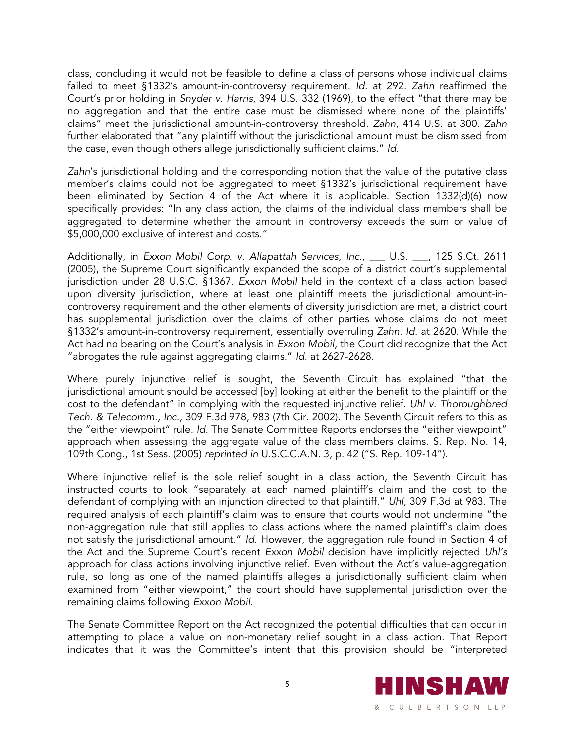class, concluding it would not be feasible to define a class of persons whose individual claims failed to meet §1332's amount-in-controversy requirement. *Id.* at 292. *Zahn* reaffirmed the Court's prior holding in *Snyder v. Harris*, 394 U.S. 332 (1969), to the effect "that there may be no aggregation and that the entire case must be dismissed where none of the plaintiffs' claims" meet the jurisdictional amount-in-controversy threshold. *Zahn*, 414 U.S. at 300. *Zahn* further elaborated that "any plaintiff without the jurisdictional amount must be dismissed from the case, even though others allege jurisdictionally sufficient claims." *Id.*

*Zahn*'s jurisdictional holding and the corresponding notion that the value of the putative class member's claims could not be aggregated to meet §1332's jurisdictional requirement have been eliminated by Section 4 of the Act where it is applicable. Section 1332(d)(6) now specifically provides: "In any class action, the claims of the individual class members shall be aggregated to determine whether the amount in controversy exceeds the sum or value of $5,000,000 exclusive of interest and costs."

Additionally, in *Exxon Mobil Corp. v. Allapattah Services, Inc.*, ___ U.S. ___, 125 S.Ct. 2611 (2005), the Supreme Court significantly expanded the scope of a district court's supplemental jurisdiction under 28 U.S.C. §1367. *Exxon Mobil* held in the context of a class action based upon diversity jurisdiction, where at least one plaintiff meets the jurisdictional amount-in-controversy requirement and the other elements of diversity jurisdiction are met, a district court has supplemental jurisdiction over the claims of other parties whose claims do not meet §1332's amount-in-controversy requirement, essentially overruling *Zahn*. *Id.* at 2620. While the Act had no bearing on the Court's analysis in *Exxon Mobil*, the Court did recognize that the Act "abrogates the rule against aggregating claims." *Id.* at 2627-2628.

Where purely injunctive relief is sought, the Seventh Circuit has explained "that the jurisdictional amount should be accessed [by] looking at either the benefit to the plaintiff or the cost to the defendant" in complying with the requested injunctive relief. *Uhl v. Thoroughbred Tech. & Telecomm., Inc.*, 309 F.3d 978, 983 (7th Cir. 2002). The Seventh Circuit refers to this as the "either viewpoint" rule. *Id.* The Senate Committee Reports endorses the "either viewpoint" approach when assessing the aggregate value of the class members claims. S. Rep. No. 14, 109th Cong., 1st Sess. (2005) *reprinted in* U.S.C.C.A.N. 3, p. 42 ("S. Rep. 109-14").

Where injunctive relief is the sole relief sought in a class action, the Seventh Circuit has instructed courts to look "separately at each named plaintiff's claim and the cost to the defendant of complying with an injunction directed to that plaintiff." *Uhl*, 309 F.3d at 983. The required analysis of each plaintiff's claim was to ensure that courts would not undermine "the non-aggregation rule that still applies to class actions where the named plaintiff's claim does not satisfy the jurisdictional amount." *Id.* However, the aggregation rule found in Section 4 of the Act and the Supreme Court's recent *Exxon Mobil* decision have implicitly rejected *Uhl's* approach for class actions involving injunctive relief. Even without the Act's value-aggregation rule, so long as one of the named plaintiffs alleges a jurisdictionally sufficient claim when examined from "either viewpoint," the court should have supplemental jurisdiction over the remaining claims following *Exxon Mobil*.

The Senate Committee Report on the Act recognized the potential difficulties that can occur in attempting to place a value on non-monetary relief sought in a class action. That Report indicates that it was the Committee's intent that this provision should be "interpreted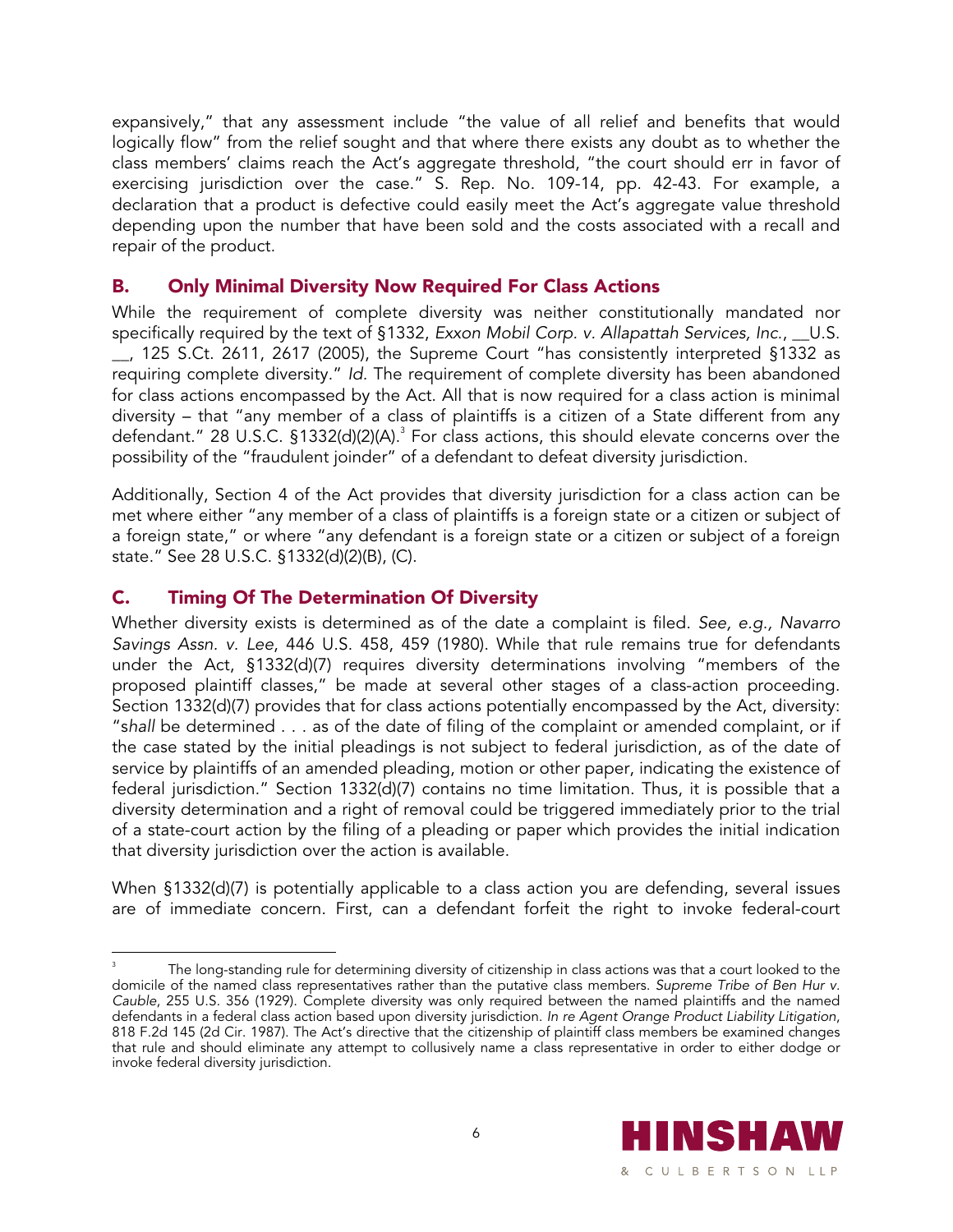expansively," that any assessment include "the value of all relief and benefits that would logically flow" from the relief sought and that where there exists any doubt as to whether the class members' claims reach the Act's aggregate threshold, "the court should err in favor of exercising jurisdiction over the case." S. Rep. No. 109-14, pp. 42-43. For example, a declaration that a product is defective could easily meet the Act's aggregate value threshold depending upon the number that have been sold and the costs associated with a recall and repair of the product.

## B. Only Minimal Diversity Now Required For Class Actions

While the requirement of complete diversity was neither constitutionally mandated nor specifically required by the text of §1332, *Exxon Mobil Corp. v. Allapattah Services, Inc.*, __U.S. __, 125 S.Ct. 2611, 2617 (2005), the Supreme Court "has consistently interpreted §1332 as requiring complete diversity." *Id.* The requirement of complete diversity has been abandoned for class actions encompassed by the Act. All that is now required for a class action is minimal diversity – that "any member of a class of plaintiffs is a citizen of a State different from any defendant." 28 U.S.C. §1332(d)(2)(A).[3] For class actions, this should elevate concerns over the possibility of the "fraudulent joinder" of a defendant to defeat diversity jurisdiction.

Additionally, Section 4 of the Act provides that diversity jurisdiction for a class action can be met where either "any member of a class of plaintiffs is a foreign state or a citizen or subject of a foreign state," or where "any defendant is a foreign state or a citizen or subject of a foreign state." See 28 U.S.C. §1332(d)(2)(B), (C).

## C. Timing Of The Determination Of Diversity

Whether diversity exists is determined as of the date a complaint is filed. *See, e.g., Navarro Savings Assn. v. Lee*, 446 U.S. 458, 459 (1980). While that rule remains true for defendants under the Act, §1332(d)(7) requires diversity determinations involving "members of the proposed plaintiff classes," be made at several other stages of a class-action proceeding. Section 1332(d)(7) provides that for class actions potentially encompassed by the Act, diversity: "*shall* be determined . . . as of the date of filing of the complaint or amended complaint, or if the case stated by the initial pleadings is not subject to federal jurisdiction, as of the date of service by plaintiffs of an amended pleading, motion or other paper, indicating the existence of federal jurisdiction." Section 1332(d)(7) contains no time limitation. Thus, it is possible that a diversity determination and a right of removal could be triggered immediately prior to the trial of a state-court action by the filing of a pleading or paper which provides the initial indication that diversity jurisdiction over the action is available.

When §1332(d)(7) is potentially applicable to a class action you are defending, several issues are of immediate concern. First, can a defendant forfeit the right to invoke federal-court

---

[3] The long-standing rule for determining diversity of citizenship in class actions was that a court looked to the domicile of the named class representatives rather than the putative class members. *Supreme Tribe of Ben Hur v. Cauble*, 255 U.S. 356 (1929). Complete diversity was only required between the named plaintiffs and the named defendants in a federal class action based upon diversity jurisdiction. *In re Agent Orange Product Liability Litigation*, 818 F.2d 145 (2d Cir. 1987). The Act's directive that the citizenship of plaintiff class members be examined changes that rule and should eliminate any attempt to collusively name a class representative in order to either dodge or invoke federal diversity jurisdiction.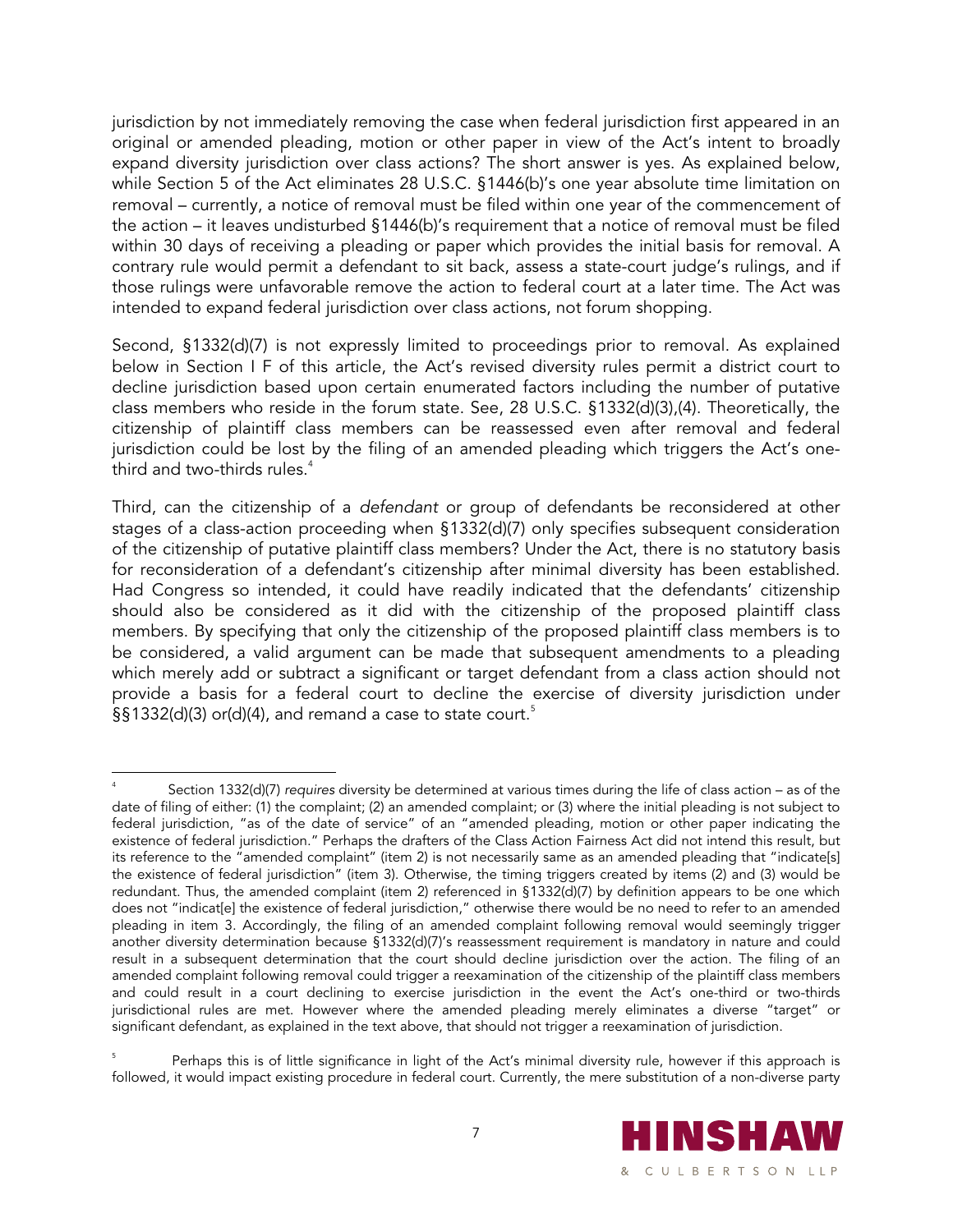jurisdiction by not immediately removing the case when federal jurisdiction first appeared in an original or amended pleading, motion or other paper in view of the Act's intent to broadly expand diversity jurisdiction over class actions? The short answer is yes. As explained below, while Section 5 of the Act eliminates 28 U.S.C. §1446(b)'s one year absolute time limitation on removal – currently, a notice of removal must be filed within one year of the commencement of the action – it leaves undisturbed §1446(b)'s requirement that a notice of removal must be filed within 30 days of receiving a pleading or paper which provides the initial basis for removal. A contrary rule would permit a defendant to sit back, assess a state-court judge's rulings, and if those rulings were unfavorable remove the action to federal court at a later time. The Act was intended to expand federal jurisdiction over class actions, not forum shopping.

Second, §1332(d)(7) is not expressly limited to proceedings prior to removal. As explained below in Section I F of this article, the Act's revised diversity rules permit a district court to decline jurisdiction based upon certain enumerated factors including the number of putative class members who reside in the forum state. See, 28 U.S.C. §1332(d)(3),(4). Theoretically, the citizenship of plaintiff class members can be reassessed even after removal and federal jurisdiction could be lost by the filing of an amended pleading which triggers the Act's one-third and two-thirds rules.[4]

Third, can the citizenship of a *defendant* or group of defendants be reconsidered at other stages of a class-action proceeding when §1332(d)(7) only specifies subsequent consideration of the citizenship of putative plaintiff class members? Under the Act, there is no statutory basis for reconsideration of a defendant's citizenship after minimal diversity has been established. Had Congress so intended, it could have readily indicated that the defendants' citizenship should also be considered as it did with the citizenship of the proposed plaintiff class members. By specifying that only the citizenship of the proposed plaintiff class members is to be considered, a valid argument can be made that subsequent amendments to a pleading which merely add or subtract a significant or target defendant from a class action should not provide a basis for a federal court to decline the exercise of diversity jurisdiction under §§1332(d)(3) or(d)(4), and remand a case to state court.[5]

---

[4] Section 1332(d)(7) *requires* diversity be determined at various times during the life of class action – as of the date of filing of either: (1) the complaint; (2) an amended complaint; or (3) where the initial pleading is not subject to federal jurisdiction, "as of the date of service" of an "amended pleading, motion or other paper indicating the existence of federal jurisdiction." Perhaps the drafters of the Class Action Fairness Act did not intend this result, but its reference to the "amended complaint" (item 2) is not necessarily same as an amended pleading that "indicate[s] the existence of federal jurisdiction" (item 3). Otherwise, the timing triggers created by items (2) and (3) would be redundant. Thus, the amended complaint (item 2) referenced in §1332(d)(7) by definition appears to be one which does not "indicat[e] the existence of federal jurisdiction," otherwise there would be no need to refer to an amended pleading in item 3. Accordingly, the filing of an amended complaint following removal would seemingly trigger another diversity determination because §1332(d)(7)'s reassessment requirement is mandatory in nature and could result in a subsequent determination that the court should decline jurisdiction over the action. The filing of an amended complaint following removal could trigger a reexamination of the citizenship of the plaintiff class members and could result in a court declining to exercise jurisdiction in the event the Act's one-third or two-thirds jurisdictional rules are met. However where the amended pleading merely eliminates a diverse "target" or significant defendant, as explained in the text above, that should not trigger a reexamination of jurisdiction.

[5] Perhaps this is of little significance in light of the Act's minimal diversity rule, however if this approach is followed, it would impact existing procedure in federal court. Currently, the mere substitution of a non-diverse party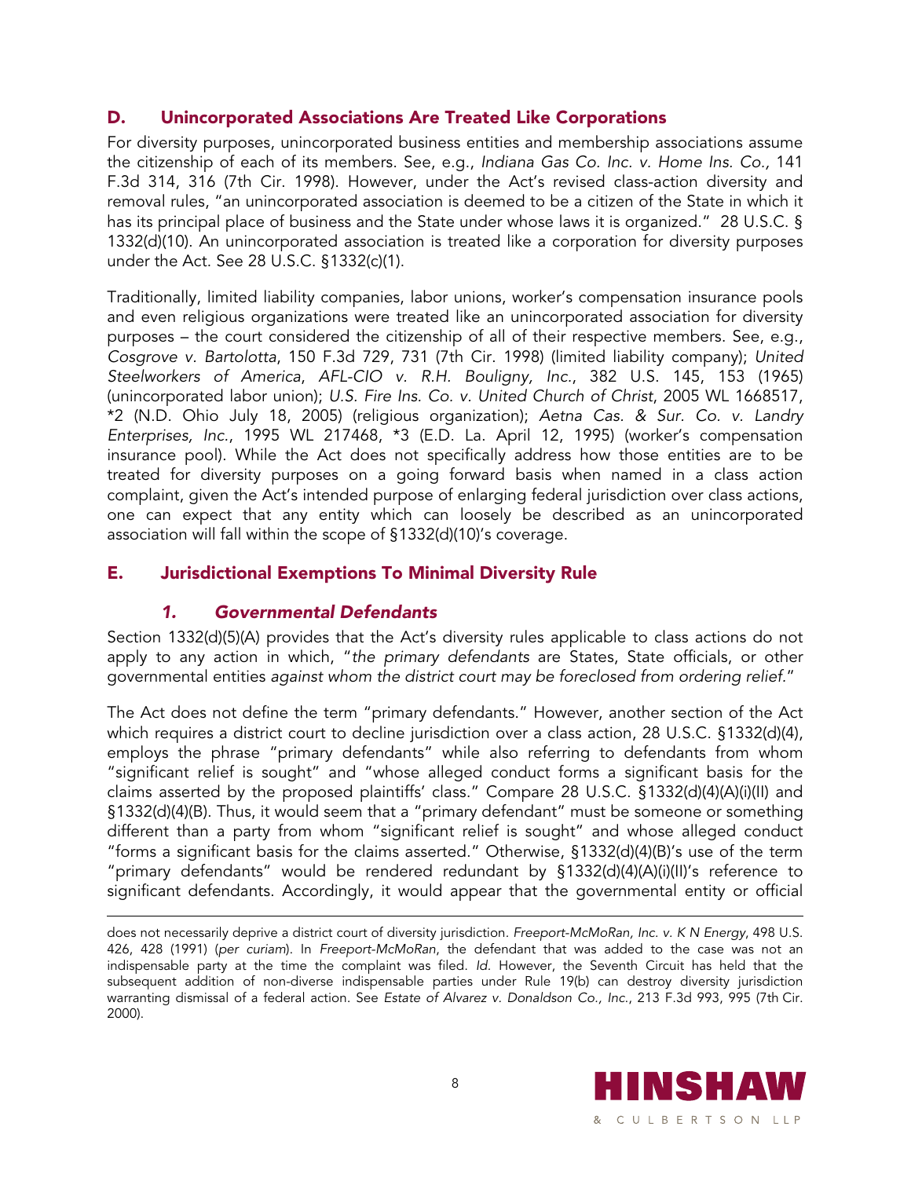## D. Unincorporated Associations Are Treated Like Corporations

For diversity purposes, unincorporated business entities and membership associations assume the citizenship of each of its members. See, e.g., *Indiana Gas Co. Inc. v. Home Ins. Co.,* 141 F.3d 314, 316 (7th Cir. 1998). However, under the Act's revised class-action diversity and removal rules, "an unincorporated association is deemed to be a citizen of the State in which it has its principal place of business and the State under whose laws it is organized." 28 U.S.C. § 1332(d)(10). An unincorporated association is treated like a corporation for diversity purposes under the Act. See 28 U.S.C. §1332(c)(1).

Traditionally, limited liability companies, labor unions, worker's compensation insurance pools and even religious organizations were treated like an unincorporated association for diversity purposes – the court considered the citizenship of all of their respective members. See, e.g., *Cosgrove v. Bartolotta*, 150 F.3d 729, 731 (7th Cir. 1998) (limited liability company); *United Steelworkers of America, AFL-CIO v. R.H. Bouligny, Inc.*, 382 U.S. 145, 153 (1965) (unincorporated labor union); *U.S. Fire Ins. Co. v. United Church of Christ*, 2005 WL 1668517, *2 (N.D. Ohio July 18, 2005) (religious organization); *Aetna Cas. & Sur. Co. v. Landry Enterprises, Inc.*, 1995 WL 217468, *3 (E.D. La. April 12, 1995) (worker's compensation insurance pool). While the Act does not specifically address how those entities are to be treated for diversity purposes on a going forward basis when named in a class action complaint, given the Act's intended purpose of enlarging federal jurisdiction over class actions, one can expect that any entity which can loosely be described as an unincorporated association will fall within the scope of §1332(d)(10)'s coverage.

## E. Jurisdictional Exemptions To Minimal Diversity Rule

### *1. Governmental Defendants*

Section 1332(d)(5)(A) provides that the Act's diversity rules applicable to class actions do not apply to any action in which, "*the primary defendants* are States, State officials, or other governmental entities *against whom the district court may be foreclosed from ordering relief.*"

The Act does not define the term "primary defendants." However, another section of the Act which requires a district court to decline jurisdiction over a class action, 28 U.S.C. §1332(d)(4), employs the phrase "primary defendants" while also referring to defendants from whom "significant relief is sought" and "whose alleged conduct forms a significant basis for the claims asserted by the proposed plaintiffs' class." Compare 28 U.S.C. §1332(d)(4)(A)(i)(II) and §1332(d)(4)(B). Thus, it would seem that a "primary defendant" must be someone or something different than a party from whom "significant relief is sought" and whose alleged conduct "forms a significant basis for the claims asserted." Otherwise, §1332(d)(4)(B)'s use of the term "primary defendants" would be rendered redundant by §1332(d)(4)(A)(i)(II)'s reference to significant defendants. Accordingly, it would appear that the governmental entity or official

---

does not necessarily deprive a district court of diversity jurisdiction. *Freeport-McMoRan, Inc. v. K N Energy*, 498 U.S. 426, 428 (1991) (*per curiam*). In *Freeport-McMoRan*, the defendant that was added to the case was not an indispensable party at the time the complaint was filed. *Id.* However, the Seventh Circuit has held that the subsequent addition of non-diverse indispensable parties under Rule 19(b) can destroy diversity jurisdiction warranting dismissal of a federal action. See *Estate of Alvarez v. Donaldson Co., Inc.*, 213 F.3d 993, 995 (7th Cir. 2000).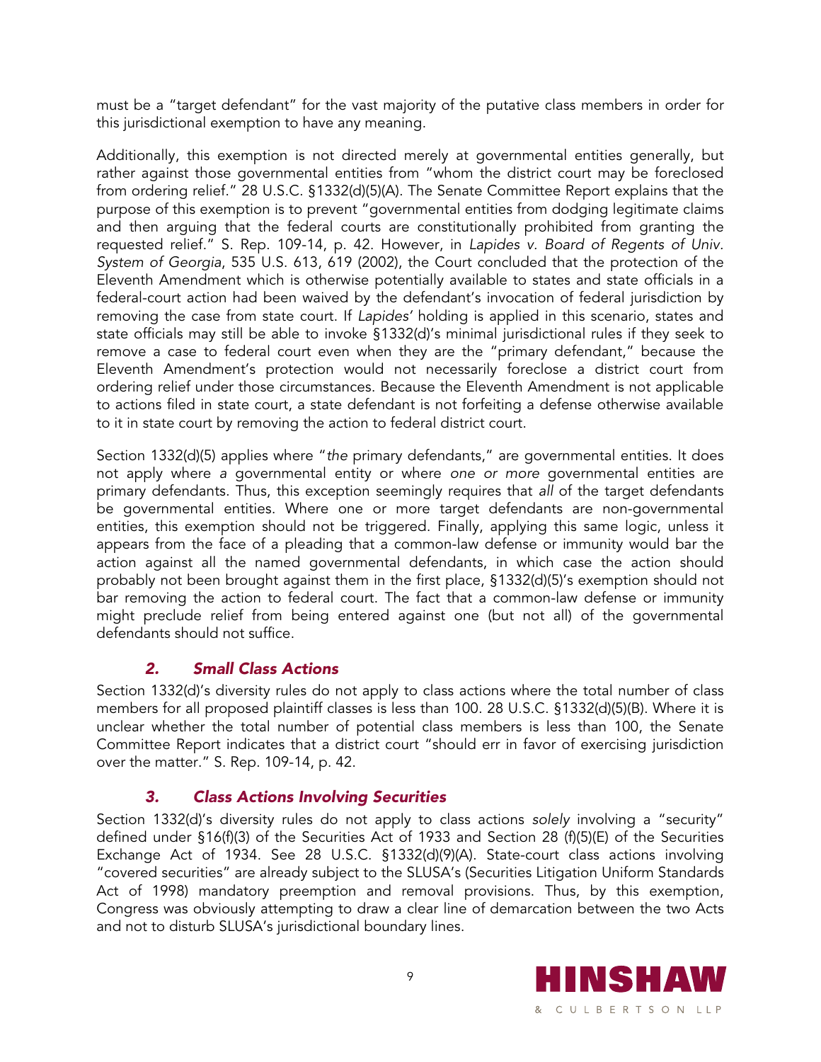must be a "target defendant" for the vast majority of the putative class members in order for this jurisdictional exemption to have any meaning.

Additionally, this exemption is not directed merely at governmental entities generally, but rather against those governmental entities from "whom the district court may be foreclosed from ordering relief." 28 U.S.C. §1332(d)(5)(A). The Senate Committee Report explains that the purpose of this exemption is to prevent "governmental entities from dodging legitimate claims and then arguing that the federal courts are constitutionally prohibited from granting the requested relief." S. Rep. 109-14, p. 42. However, in *Lapides v. Board of Regents of Univ. System of Georgia*, 535 U.S. 613, 619 (2002), the Court concluded that the protection of the Eleventh Amendment which is otherwise potentially available to states and state officials in a federal-court action had been waived by the defendant's invocation of federal jurisdiction by removing the case from state court. If *Lapides'* holding is applied in this scenario, states and state officials may still be able to invoke §1332(d)'s minimal jurisdictional rules if they seek to remove a case to federal court even when they are the "primary defendant," because the Eleventh Amendment's protection would not necessarily foreclose a district court from ordering relief under those circumstances. Because the Eleventh Amendment is not applicable to actions filed in state court, a state defendant is not forfeiting a defense otherwise available to it in state court by removing the action to federal district court.

Section 1332(d)(5) applies where "*the* primary defendants," are governmental entities. It does not apply where *a* governmental entity or where *one or more* governmental entities are primary defendants. Thus, this exception seemingly requires that *all* of the target defendants be governmental entities. Where one or more target defendants are non-governmental entities, this exemption should not be triggered. Finally, applying this same logic, unless it appears from the face of a pleading that a common-law defense or immunity would bar the action against all the named governmental defendants, in which case the action should probably not been brought against them in the first place, §1332(d)(5)'s exemption should not bar removing the action to federal court. The fact that a common-law defense or immunity might preclude relief from being entered against one (but not all) of the governmental defendants should not suffice.

### *2. Small Class Actions*

Section 1332(d)'s diversity rules do not apply to class actions where the total number of class members for all proposed plaintiff classes is less than 100. 28 U.S.C. §1332(d)(5)(B). Where it is unclear whether the total number of potential class members is less than 100, the Senate Committee Report indicates that a district court "should err in favor of exercising jurisdiction over the matter." S. Rep. 109-14, p. 42.

### *3. Class Actions Involving Securities*

Section 1332(d)'s diversity rules do not apply to class actions *solely* involving a "security" defined under §16(f)(3) of the Securities Act of 1933 and Section 28 (f)(5)(E) of the Securities Exchange Act of 1934. See 28 U.S.C. §1332(d)(9)(A). State-court class actions involving "covered securities" are already subject to the SLUSA's (Securities Litigation Uniform Standards Act of 1998) mandatory preemption and removal provisions. Thus, by this exemption, Congress was obviously attempting to draw a clear line of demarcation between the two Acts and not to disturb SLUSA's jurisdictional boundary lines.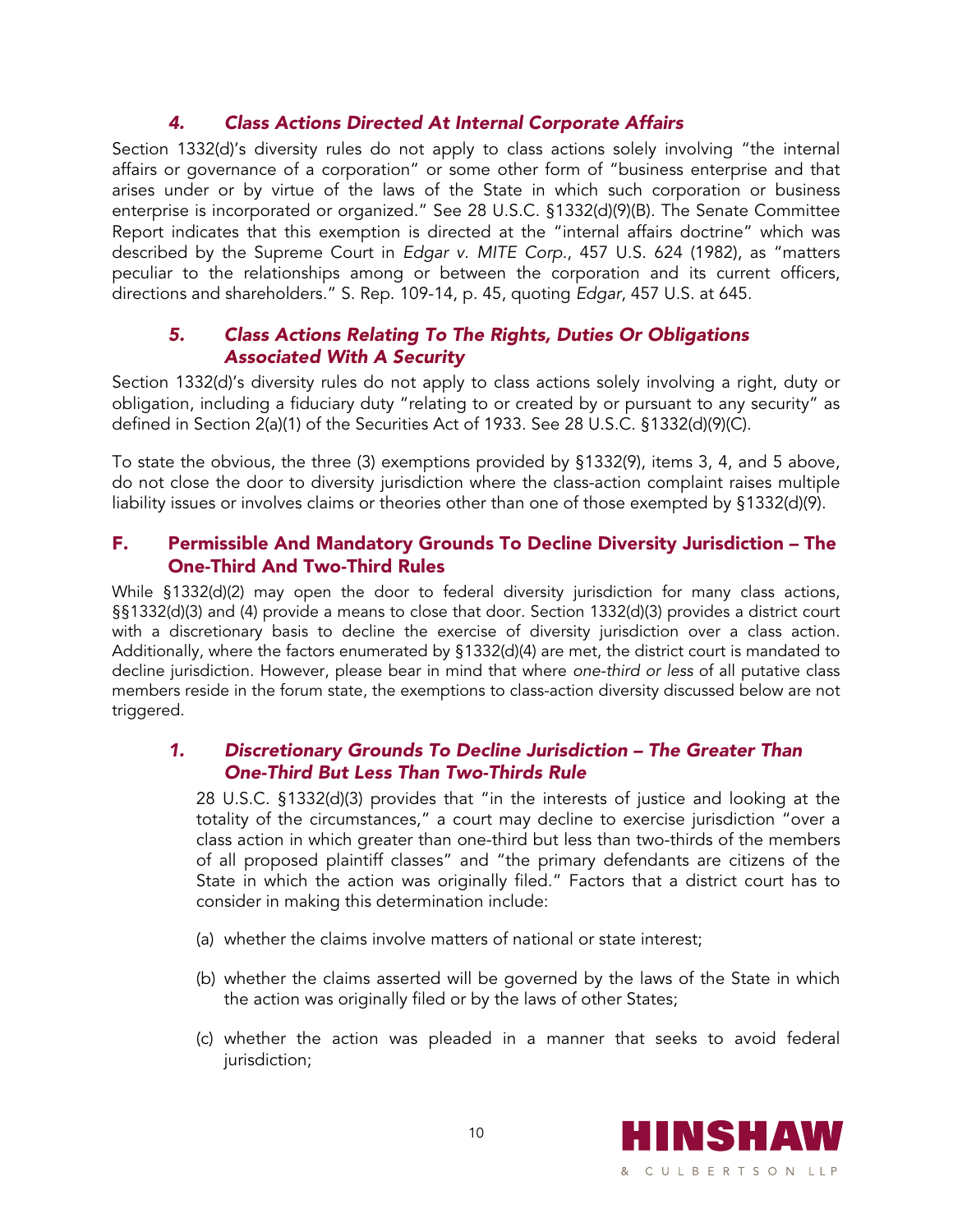### *4. Class Actions Directed At Internal Corporate Affairs*

Section 1332(d)'s diversity rules do not apply to class actions solely involving "the internal affairs or governance of a corporation" or some other form of "business enterprise and that arises under or by virtue of the laws of the State in which such corporation or business enterprise is incorporated or organized." See 28 U.S.C. §1332(d)(9)(B). The Senate Committee Report indicates that this exemption is directed at the "internal affairs doctrine" which was described by the Supreme Court in *Edgar v. MITE Corp.*, 457 U.S. 624 (1982), as "matters peculiar to the relationships among or between the corporation and its current officers, directions and shareholders." S. Rep. 109-14, p. 45, quoting *Edgar*, 457 U.S. at 645.

### *5. Class Actions Relating To The Rights, Duties Or Obligations Associated With A Security*

Section 1332(d)'s diversity rules do not apply to class actions solely involving a right, duty or obligation, including a fiduciary duty "relating to or created by or pursuant to any security" as defined in Section 2(a)(1) of the Securities Act of 1933. See 28 U.S.C. §1332(d)(9)(C).

To state the obvious, the three (3) exemptions provided by §1332(9), items 3, 4, and 5 above, do not close the door to diversity jurisdiction where the class-action complaint raises multiple liability issues or involves claims or theories other than one of those exempted by §1332(d)(9).

## F. Permissible And Mandatory Grounds To Decline Diversity Jurisdiction – The One-Third And Two-Third Rules

While §1332(d)(2) may open the door to federal diversity jurisdiction for many class actions, §§1332(d)(3) and (4) provide a means to close that door. Section 1332(d)(3) provides a district court with a discretionary basis to decline the exercise of diversity jurisdiction over a class action. Additionally, where the factors enumerated by §1332(d)(4) are met, the district court is mandated to decline jurisdiction. However, please bear in mind that where *one-third or less* of all putative class members reside in the forum state, the exemptions to class-action diversity discussed below are not triggered.

### *1. Discretionary Grounds To Decline Jurisdiction – The Greater Than One-Third But Less Than Two-Thirds Rule*

28 U.S.C. §1332(d)(3) provides that "in the interests of justice and looking at the totality of the circumstances," a court may decline to exercise jurisdiction "over a class action in which greater than one-third but less than two-thirds of the members of all proposed plaintiff classes" and "the primary defendants are citizens of the State in which the action was originally filed." Factors that a district court has to consider in making this determination include:

(a) whether the claims involve matters of national or state interest;

(b) whether the claims asserted will be governed by the laws of the State in which the action was originally filed or by the laws of other States;

(c) whether the action was pleaded in a manner that seeks to avoid federal jurisdiction;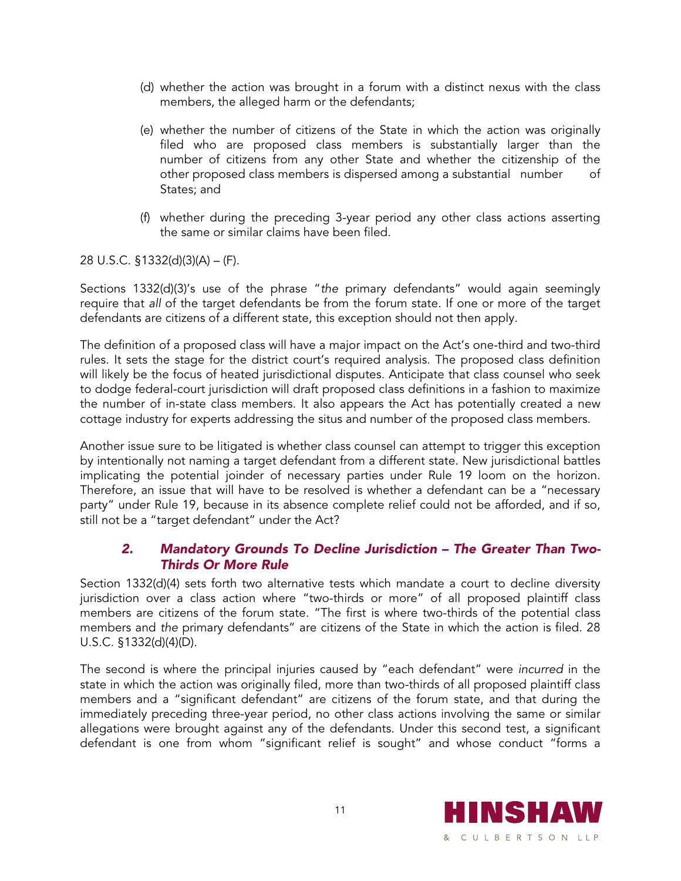(d) whether the action was brought in a forum with a distinct nexus with the class members, the alleged harm or the defendants;

(e) whether the number of citizens of the State in which the action was originally filed who are proposed class members is substantially larger than the number of citizens from any other State and whether the citizenship of the other proposed class members is dispersed among a substantial number of States; and

(f) whether during the preceding 3-year period any other class actions asserting the same or similar claims have been filed.

28 U.S.C. §1332(d)(3)(A) – (F).

Sections 1332(d)(3)'s use of the phrase "*the* primary defendants" would again seemingly require that *all* of the target defendants be from the forum state. If one or more of the target defendants are citizens of a different state, this exception should not then apply.

The definition of a proposed class will have a major impact on the Act's one-third and two-third rules. It sets the stage for the district court's required analysis. The proposed class definition will likely be the focus of heated jurisdictional disputes. Anticipate that class counsel who seek to dodge federal-court jurisdiction will draft proposed class definitions in a fashion to maximize the number of in-state class members. It also appears the Act has potentially created a new cottage industry for experts addressing the situs and number of the proposed class members.

Another issue sure to be litigated is whether class counsel can attempt to trigger this exception by intentionally not naming a target defendant from a different state. New jurisdictional battles implicating the potential joinder of necessary parties under Rule 19 loom on the horizon. Therefore, an issue that will have to be resolved is whether a defendant can be a "necessary party" under Rule 19, because in its absence complete relief could not be afforded, and if so, still not be a "target defendant" under the Act?

### *2. Mandatory Grounds To Decline Jurisdiction – The Greater Than Two-Thirds Or More Rule*

Section 1332(d)(4) sets forth two alternative tests which mandate a court to decline diversity jurisdiction over a class action where "two-thirds or more" of all proposed plaintiff class members are citizens of the forum state. "The first is where two-thirds of the potential class members and *the* primary defendants" are citizens of the State in which the action is filed. 28 U.S.C. §1332(d)(4)(D).

The second is where the principal injuries caused by "each defendant" were *incurred* in the state in which the action was originally filed, more than two-thirds of all proposed plaintiff class members and a "significant defendant" are citizens of the forum state, and that during the immediately preceding three-year period, no other class actions involving the same or similar allegations were brought against any of the defendants. Under this second test, a significant defendant is one from whom "significant relief is sought" and whose conduct "forms a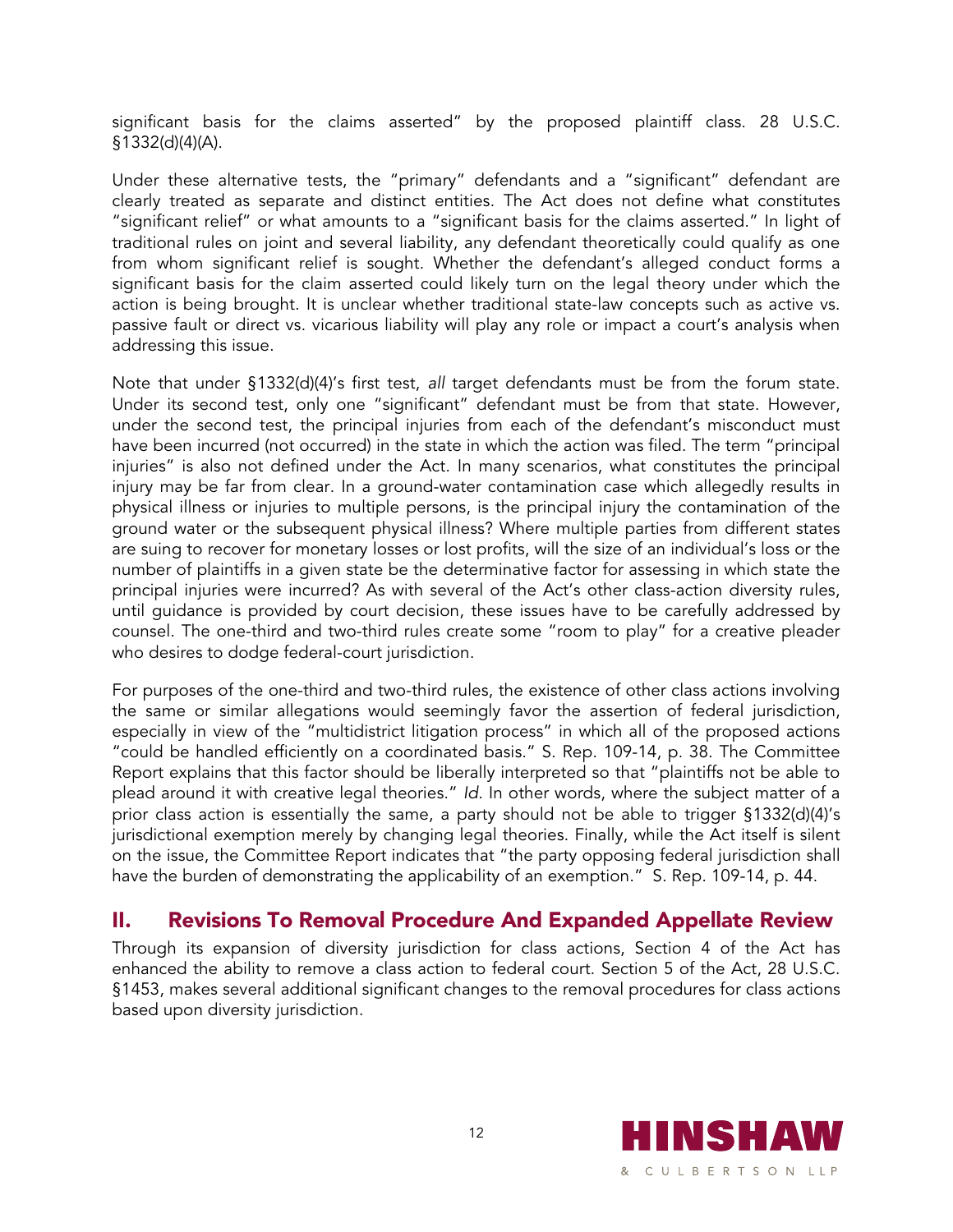significant basis for the claims asserted" by the proposed plaintiff class. 28 U.S.C. §1332(d)(4)(A).

Under these alternative tests, the "primary" defendants and a "significant" defendant are clearly treated as separate and distinct entities. The Act does not define what constitutes "significant relief" or what amounts to a "significant basis for the claims asserted." In light of traditional rules on joint and several liability, any defendant theoretically could qualify as one from whom significant relief is sought. Whether the defendant's alleged conduct forms a significant basis for the claim asserted could likely turn on the legal theory under which the action is being brought. It is unclear whether traditional state-law concepts such as active vs. passive fault or direct vs. vicarious liability will play any role or impact a court's analysis when addressing this issue.

Note that under §1332(d)(4)'s first test, *all* target defendants must be from the forum state. Under its second test, only one "significant" defendant must be from that state. However, under the second test, the principal injuries from each of the defendant's misconduct must have been incurred (not occurred) in the state in which the action was filed. The term "principal injuries" is also not defined under the Act. In many scenarios, what constitutes the principal injury may be far from clear. In a ground-water contamination case which allegedly results in physical illness or injuries to multiple persons, is the principal injury the contamination of the ground water or the subsequent physical illness? Where multiple parties from different states are suing to recover for monetary losses or lost profits, will the size of an individual's loss or the number of plaintiffs in a given state be the determinative factor for assessing in which state the principal injuries were incurred? As with several of the Act's other class-action diversity rules, until guidance is provided by court decision, these issues have to be carefully addressed by counsel. The one-third and two-third rules create some "room to play" for a creative pleader who desires to dodge federal-court jurisdiction.

For purposes of the one-third and two-third rules, the existence of other class actions involving the same or similar allegations would seemingly favor the assertion of federal jurisdiction, especially in view of the "multidistrict litigation process" in which all of the proposed actions "could be handled efficiently on a coordinated basis." S. Rep. 109-14, p. 38. The Committee Report explains that this factor should be liberally interpreted so that "plaintiffs not be able to plead around it with creative legal theories." *Id*. In other words, where the subject matter of a prior class action is essentially the same, a party should not be able to trigger §1332(d)(4)'s jurisdictional exemption merely by changing legal theories. Finally, while the Act itself is silent on the issue, the Committee Report indicates that "the party opposing federal jurisdiction shall have the burden of demonstrating the applicability of an exemption." S. Rep. 109-14, p. 44.

## II. Revisions To Removal Procedure And Expanded Appellate Review

Through its expansion of diversity jurisdiction for class actions, Section 4 of the Act has enhanced the ability to remove a class action to federal court. Section 5 of the Act, 28 U.S.C. §1453, makes several additional significant changes to the removal procedures for class actions based upon diversity jurisdiction.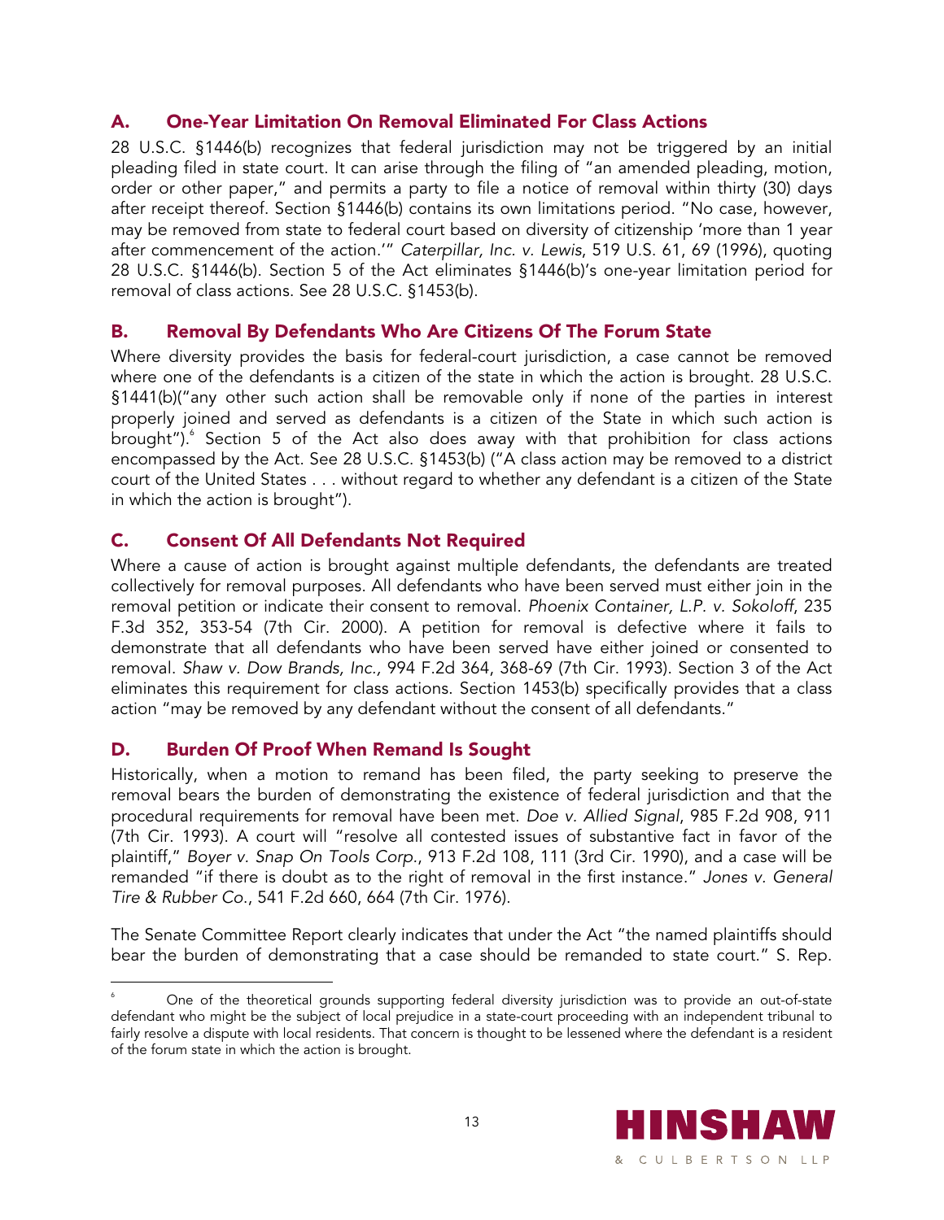## A. One-Year Limitation On Removal Eliminated For Class Actions

28 U.S.C. §1446(b) recognizes that federal jurisdiction may not be triggered by an initial pleading filed in state court. It can arise through the filing of "an amended pleading, motion, order or other paper," and permits a party to file a notice of removal within thirty (30) days after receipt thereof. Section §1446(b) contains its own limitations period. "No case, however, may be removed from state to federal court based on diversity of citizenship 'more than 1 year after commencement of the action.'" *Caterpillar, Inc. v. Lewis*, 519 U.S. 61, 69 (1996), quoting 28 U.S.C. §1446(b). Section 5 of the Act eliminates §1446(b)'s one-year limitation period for removal of class actions. See 28 U.S.C. §1453(b).

## B. Removal By Defendants Who Are Citizens Of The Forum State

Where diversity provides the basis for federal-court jurisdiction, a case cannot be removed where one of the defendants is a citizen of the state in which the action is brought. 28 U.S.C. §1441(b)("any other such action shall be removable only if none of the parties in interest properly joined and served as defendants is a citizen of the State in which such action is brought").[6] Section 5 of the Act also does away with that prohibition for class actions encompassed by the Act. See 28 U.S.C. §1453(b) ("A class action may be removed to a district court of the United States . . . without regard to whether any defendant is a citizen of the State in which the action is brought").

## C. Consent Of All Defendants Not Required

Where a cause of action is brought against multiple defendants, the defendants are treated collectively for removal purposes. All defendants who have been served must either join in the removal petition or indicate their consent to removal. *Phoenix Container, L.P. v. Sokoloff*, 235 F.3d 352, 353-54 (7th Cir. 2000). A petition for removal is defective where it fails to demonstrate that all defendants who have been served have either joined or consented to removal. *Shaw v. Dow Brands, Inc.*, 994 F.2d 364, 368-69 (7th Cir. 1993). Section 3 of the Act eliminates this requirement for class actions. Section 1453(b) specifically provides that a class action "may be removed by any defendant without the consent of all defendants."

## D. Burden Of Proof When Remand Is Sought

Historically, when a motion to remand has been filed, the party seeking to preserve the removal bears the burden of demonstrating the existence of federal jurisdiction and that the procedural requirements for removal have been met. *Doe v. Allied Signal*, 985 F.2d 908, 911 (7th Cir. 1993). A court will "resolve all contested issues of substantive fact in favor of the plaintiff," *Boyer v. Snap On Tools Corp.*, 913 F.2d 108, 111 (3rd Cir. 1990), and a case will be remanded "if there is doubt as to the right of removal in the first instance." *Jones v. General Tire & Rubber Co.*, 541 F.2d 660, 664 (7th Cir. 1976).

The Senate Committee Report clearly indicates that under the Act "the named plaintiffs should bear the burden of demonstrating that a case should be remanded to state court." S. Rep.

[6] One of the theoretical grounds supporting federal diversity jurisdiction was to provide an out-of-state defendant who might be the subject of local prejudice in a state-court proceeding with an independent tribunal to fairly resolve a dispute with local residents. That concern is thought to be lessened where the defendant is a resident of the forum state in which the action is brought.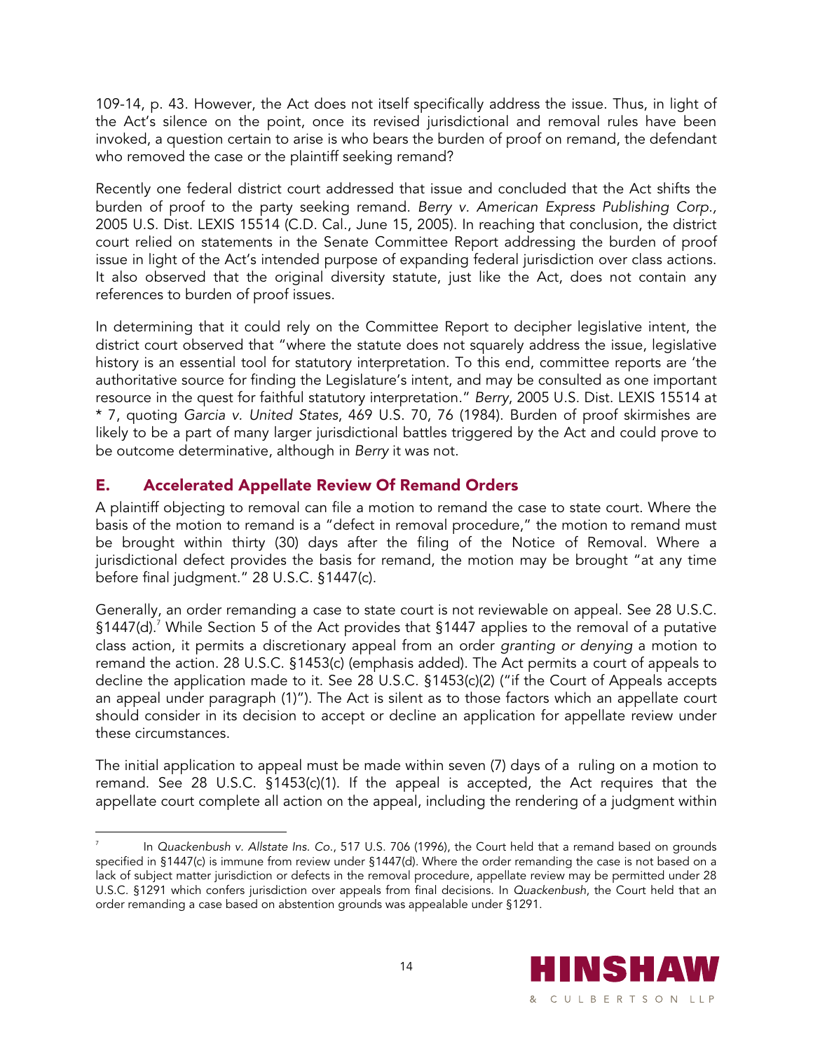109-14, p. 43. However, the Act does not itself specifically address the issue. Thus, in light of the Act's silence on the point, once its revised jurisdictional and removal rules have been invoked, a question certain to arise is who bears the burden of proof on remand, the defendant who removed the case or the plaintiff seeking remand?

Recently one federal district court addressed that issue and concluded that the Act shifts the burden of proof to the party seeking remand. *Berry v. American Express Publishing Corp.*, 2005 U.S. Dist. LEXIS 15514 (C.D. Cal., June 15, 2005). In reaching that conclusion, the district court relied on statements in the Senate Committee Report addressing the burden of proof issue in light of the Act's intended purpose of expanding federal jurisdiction over class actions. It also observed that the original diversity statute, just like the Act, does not contain any references to burden of proof issues.

In determining that it could rely on the Committee Report to decipher legislative intent, the district court observed that "where the statute does not squarely address the issue, legislative history is an essential tool for statutory interpretation. To this end, committee reports are 'the authoritative source for finding the Legislature's intent, and may be consulted as one important resource in the quest for faithful statutory interpretation." *Berry*, 2005 U.S. Dist. LEXIS 15514 at * 7, quoting *Garcia v. United States*, 469 U.S. 70, 76 (1984). Burden of proof skirmishes are likely to be a part of many larger jurisdictional battles triggered by the Act and could prove to be outcome determinative, although in *Berry* it was not.

## E. Accelerated Appellate Review Of Remand Orders

A plaintiff objecting to removal can file a motion to remand the case to state court. Where the basis of the motion to remand is a "defect in removal procedure," the motion to remand must be brought within thirty (30) days after the filing of the Notice of Removal. Where a jurisdictional defect provides the basis for remand, the motion may be brought "at any time before final judgment." 28 U.S.C. §1447(c).

Generally, an order remanding a case to state court is not reviewable on appeal. See 28 U.S.C. §1447(d).[7] While Section 5 of the Act provides that §1447 applies to the removal of a putative class action, it permits a discretionary appeal from an order *granting or denying* a motion to remand the action. 28 U.S.C. §1453(c) (emphasis added). The Act permits a court of appeals to decline the application made to it. See 28 U.S.C. §1453(c)(2) ("if the Court of Appeals accepts an appeal under paragraph (1)"). The Act is silent as to those factors which an appellate court should consider in its decision to accept or decline an application for appellate review under these circumstances.

The initial application to appeal must be made within seven (7) days of a ruling on a motion to remand. See 28 U.S.C. §1453(c)(1). If the appeal is accepted, the Act requires that the appellate court complete all action on the appeal, including the rendering of a judgment within

---

[7] In *Quackenbush v. Allstate Ins. Co.*, 517 U.S. 706 (1996), the Court held that a remand based on grounds specified in §1447(c) is immune from review under §1447(d). Where the order remanding the case is not based on a lack of subject matter jurisdiction or defects in the removal procedure, appellate review may be permitted under 28 U.S.C. §1291 which confers jurisdiction over appeals from final decisions. In *Quackenbush*, the Court held that an order remanding a case based on abstention grounds was appealable under §1291.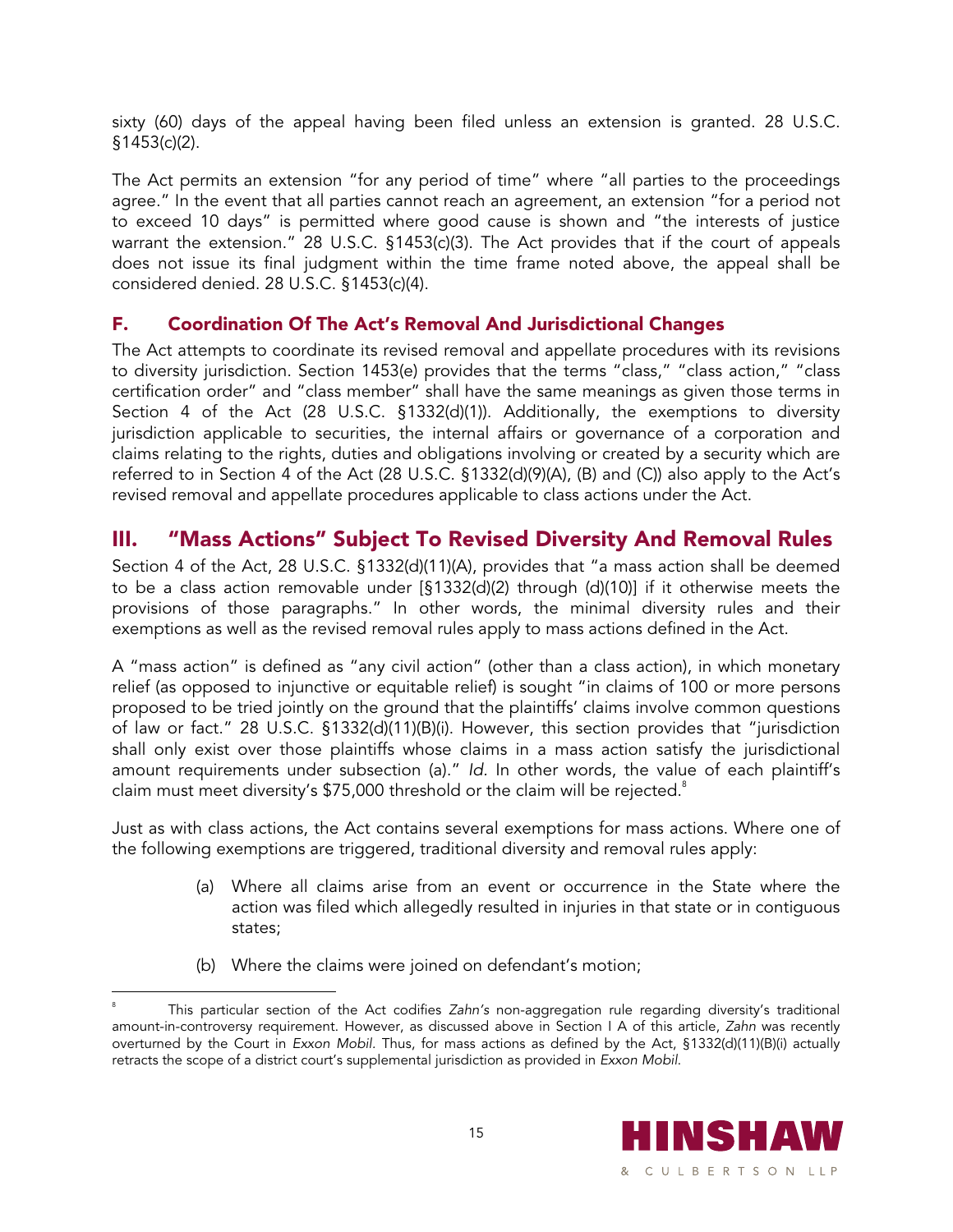sixty (60) days of the appeal having been filed unless an extension is granted. 28 U.S.C. §1453(c)(2).

The Act permits an extension "for any period of time" where "all parties to the proceedings agree." In the event that all parties cannot reach an agreement, an extension "for a period not to exceed 10 days" is permitted where good cause is shown and "the interests of justice warrant the extension." 28 U.S.C. §1453(c)(3). The Act provides that if the court of appeals does not issue its final judgment within the time frame noted above, the appeal shall be considered denied. 28 U.S.C. §1453(c)(4).

### F. Coordination Of The Act's Removal And Jurisdictional Changes

The Act attempts to coordinate its revised removal and appellate procedures with its revisions to diversity jurisdiction. Section 1453(e) provides that the terms "class," "class action," "class certification order" and "class member" shall have the same meanings as given those terms in Section 4 of the Act (28 U.S.C. §1332(d)(1)). Additionally, the exemptions to diversity jurisdiction applicable to securities, the internal affairs or governance of a corporation and claims relating to the rights, duties and obligations involving or created by a security which are referred to in Section 4 of the Act (28 U.S.C. §1332(d)(9)(A), (B) and (C)) also apply to the Act's revised removal and appellate procedures applicable to class actions under the Act.

## III. "Mass Actions" Subject To Revised Diversity And Removal Rules

Section 4 of the Act, 28 U.S.C. §1332(d)(11)(A), provides that "a mass action shall be deemed to be a class action removable under [§1332(d)(2) through (d)(10)] if it otherwise meets the provisions of those paragraphs." In other words, the minimal diversity rules and their exemptions as well as the revised removal rules apply to mass actions defined in the Act.

A "mass action" is defined as "any civil action" (other than a class action), in which monetary relief (as opposed to injunctive or equitable relief) is sought "in claims of 100 or more persons proposed to be tried jointly on the ground that the plaintiffs' claims involve common questions of law or fact." 28 U.S.C. §1332(d)(11)(B)(i). However, this section provides that "jurisdiction shall only exist over those plaintiffs whose claims in a mass action satisfy the jurisdictional amount requirements under subsection (a)." *Id.* In other words, the value of each plaintiff's claim must meet diversity's $75,000 threshold or the claim will be rejected.[8]

Just as with class actions, the Act contains several exemptions for mass actions. Where one of the following exemptions are triggered, traditional diversity and removal rules apply:

(a) Where all claims arise from an event or occurrence in the State where the action was filed which allegedly resulted in injuries in that state or in contiguous states;

(b) Where the claims were joined on defendant's motion;

---

[8] This particular section of the Act codifies *Zahn's* non-aggregation rule regarding diversity's traditional amount-in-controversy requirement. However, as discussed above in Section I A of this article, *Zahn* was recently overturned by the Court in *Exxon Mobil*. Thus, for mass actions as defined by the Act, §1332(d)(11)(B)(i) actually retracts the scope of a district court's supplemental jurisdiction as provided in *Exxon Mobil*.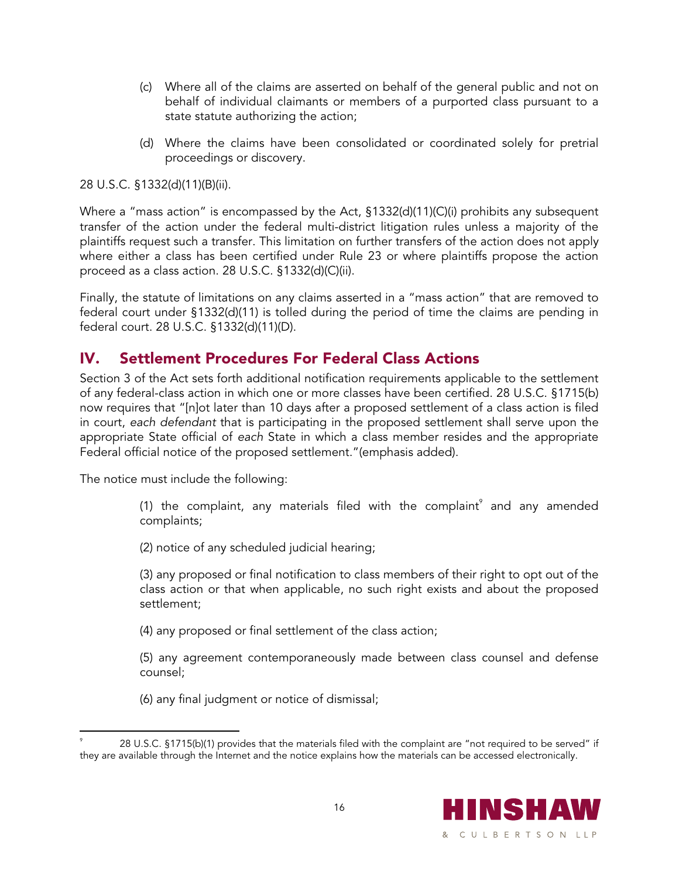(c) Where all of the claims are asserted on behalf of the general public and not on behalf of individual claimants or members of a purported class pursuant to a state statute authorizing the action;

(d) Where the claims have been consolidated or coordinated solely for pretrial proceedings or discovery.

28 U.S.C. §1332(d)(11)(B)(ii).

Where a "mass action" is encompassed by the Act, §1332(d)(11)(C)(i) prohibits any subsequent transfer of the action under the federal multi-district litigation rules unless a majority of the plaintiffs request such a transfer. This limitation on further transfers of the action does not apply where either a class has been certified under Rule 23 or where plaintiffs propose the action proceed as a class action. 28 U.S.C. §1332(d)(C)(ii).

Finally, the statute of limitations on any claims asserted in a "mass action" that are removed to federal court under §1332(d)(11) is tolled during the period of time the claims are pending in federal court. 28 U.S.C. §1332(d)(11)(D).

## IV. Settlement Procedures For Federal Class Actions

Section 3 of the Act sets forth additional notification requirements applicable to the settlement of any federal-class action in which one or more classes have been certified. 28 U.S.C. §1715(b) now requires that "[n]ot later than 10 days after a proposed settlement of a class action is filed in court, *each defendant* that is participating in the proposed settlement shall serve upon the appropriate State official of *each* State in which a class member resides and the appropriate Federal official notice of the proposed settlement."(emphasis added).

The notice must include the following:

(1) the complaint, any materials filed with the complaint[9] and any amended complaints;

(2) notice of any scheduled judicial hearing;

(3) any proposed or final notification to class members of their right to opt out of the class action or that when applicable, no such right exists and about the proposed settlement;

(4) any proposed or final settlement of the class action;

(5) any agreement contemporaneously made between class counsel and defense counsel;

(6) any final judgment or notice of dismissal;

---

[9] 28 U.S.C. §1715(b)(1) provides that the materials filed with the complaint are "not required to be served" if they are available through the Internet and the notice explains how the materials can be accessed electronically.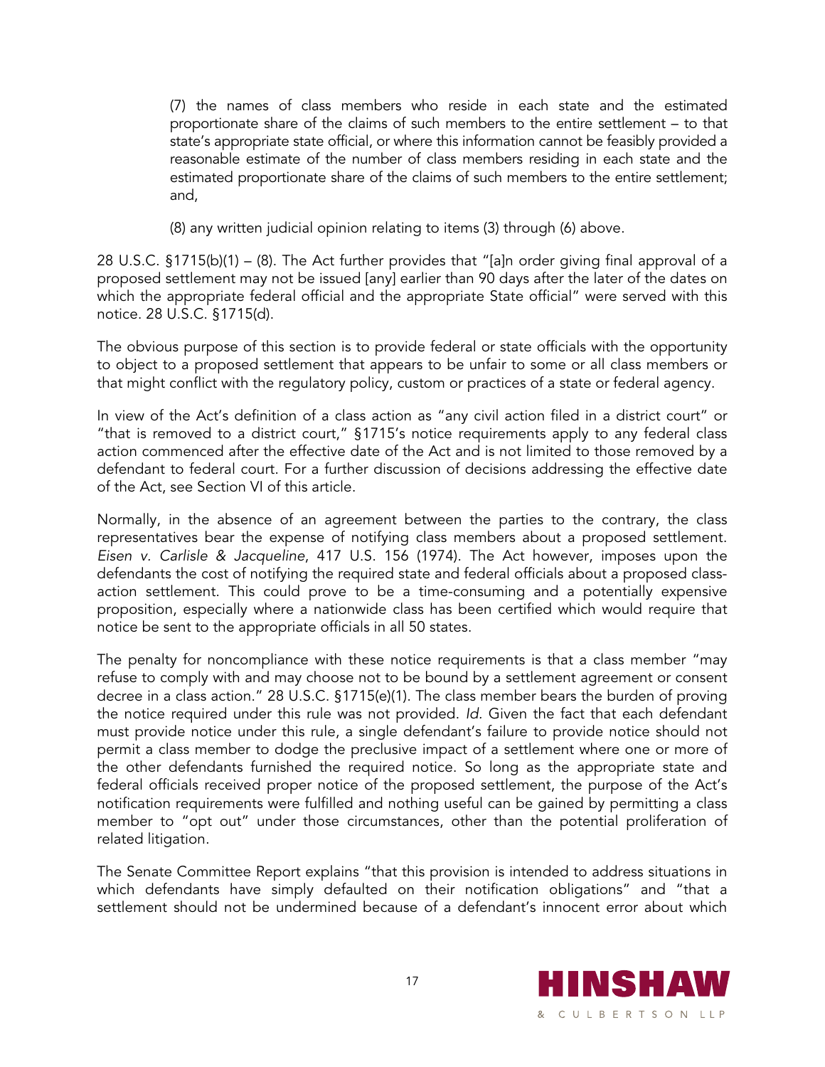(7) the names of class members who reside in each state and the estimated proportionate share of the claims of such members to the entire settlement – to that state's appropriate state official, or where this information cannot be feasibly provided a reasonable estimate of the number of class members residing in each state and the estimated proportionate share of the claims of such members to the entire settlement; and,

(8) any written judicial opinion relating to items (3) through (6) above.

28 U.S.C. §1715(b)(1) – (8). The Act further provides that "[a]n order giving final approval of a proposed settlement may not be issued [any] earlier than 90 days after the later of the dates on which the appropriate federal official and the appropriate State official" were served with this notice. 28 U.S.C. §1715(d).

The obvious purpose of this section is to provide federal or state officials with the opportunity to object to a proposed settlement that appears to be unfair to some or all class members or that might conflict with the regulatory policy, custom or practices of a state or federal agency.

In view of the Act's definition of a class action as "any civil action filed in a district court" or "that is removed to a district court," §1715's notice requirements apply to any federal class action commenced after the effective date of the Act and is not limited to those removed by a defendant to federal court. For a further discussion of decisions addressing the effective date of the Act, see Section VI of this article.

Normally, in the absence of an agreement between the parties to the contrary, the class representatives bear the expense of notifying class members about a proposed settlement. *Eisen v. Carlisle & Jacqueline*, 417 U.S. 156 (1974). The Act however, imposes upon the defendants the cost of notifying the required state and federal officials about a proposed class-action settlement. This could prove to be a time-consuming and a potentially expensive proposition, especially where a nationwide class has been certified which would require that notice be sent to the appropriate officials in all 50 states.

The penalty for noncompliance with these notice requirements is that a class member "may refuse to comply with and may choose not to be bound by a settlement agreement or consent decree in a class action." 28 U.S.C. §1715(e)(1). The class member bears the burden of proving the notice required under this rule was not provided. *Id.* Given the fact that each defendant must provide notice under this rule, a single defendant's failure to provide notice should not permit a class member to dodge the preclusive impact of a settlement where one or more of the other defendants furnished the required notice. So long as the appropriate state and federal officials received proper notice of the proposed settlement, the purpose of the Act's notification requirements were fulfilled and nothing useful can be gained by permitting a class member to "opt out" under those circumstances, other than the potential proliferation of related litigation.

The Senate Committee Report explains "that this provision is intended to address situations in which defendants have simply defaulted on their notification obligations" and "that a settlement should not be undermined because of a defendant's innocent error about which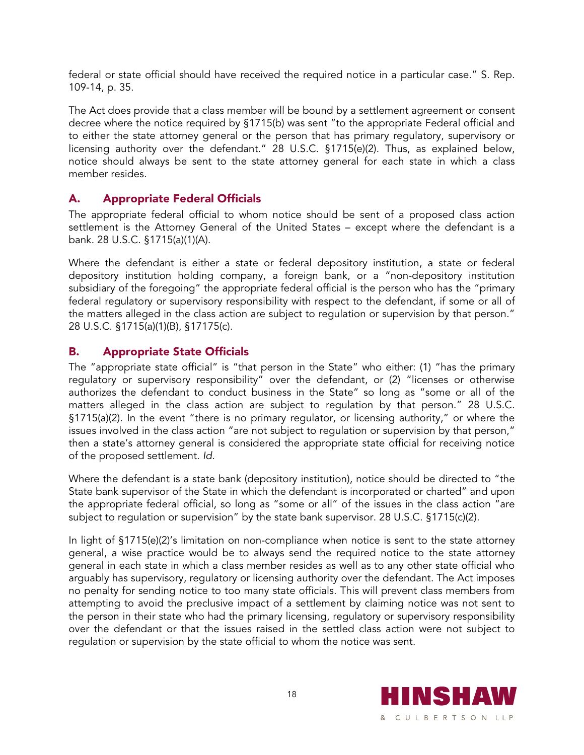federal or state official should have received the required notice in a particular case." S. Rep. 109-14, p. 35.

The Act does provide that a class member will be bound by a settlement agreement or consent decree where the notice required by §1715(b) was sent "to the appropriate Federal official and to either the state attorney general or the person that has primary regulatory, supervisory or licensing authority over the defendant." 28 U.S.C. §1715(e)(2). Thus, as explained below, notice should always be sent to the state attorney general for each state in which a class member resides.

## A. Appropriate Federal Officials

The appropriate federal official to whom notice should be sent of a proposed class action settlement is the Attorney General of the United States – except where the defendant is a bank. 28 U.S.C. §1715(a)(1)(A).

Where the defendant is either a state or federal depository institution, a state or federal depository institution holding company, a foreign bank, or a "non-depository institution subsidiary of the foregoing" the appropriate federal official is the person who has the "primary federal regulatory or supervisory responsibility with respect to the defendant, if some or all of the matters alleged in the class action are subject to regulation or supervision by that person." 28 U.S.C. §1715(a)(1)(B), §17175(c).

## B. Appropriate State Officials

The "appropriate state official" is "that person in the State" who either: (1) "has the primary regulatory or supervisory responsibility" over the defendant, or (2) "licenses or otherwise authorizes the defendant to conduct business in the State" so long as "some or all of the matters alleged in the class action are subject to regulation by that person." 28 U.S.C. §1715(a)(2). In the event "there is no primary regulator, or licensing authority," or where the issues involved in the class action "are not subject to regulation or supervision by that person," then a state's attorney general is considered the appropriate state official for receiving notice of the proposed settlement. *Id.*

Where the defendant is a state bank (depository institution), notice should be directed to "the State bank supervisor of the State in which the defendant is incorporated or charted" and upon the appropriate federal official, so long as "some or all" of the issues in the class action "are subject to regulation or supervision" by the state bank supervisor. 28 U.S.C. §1715(c)(2).

In light of §1715(e)(2)'s limitation on non-compliance when notice is sent to the state attorney general, a wise practice would be to always send the required notice to the state attorney general in each state in which a class member resides as well as to any other state official who arguably has supervisory, regulatory or licensing authority over the defendant. The Act imposes no penalty for sending notice to too many state officials. This will prevent class members from attempting to avoid the preclusive impact of a settlement by claiming notice was not sent to the person in their state who had the primary licensing, regulatory or supervisory responsibility over the defendant or that the issues raised in the settled class action were not subject to regulation or supervision by the state official to whom the notice was sent.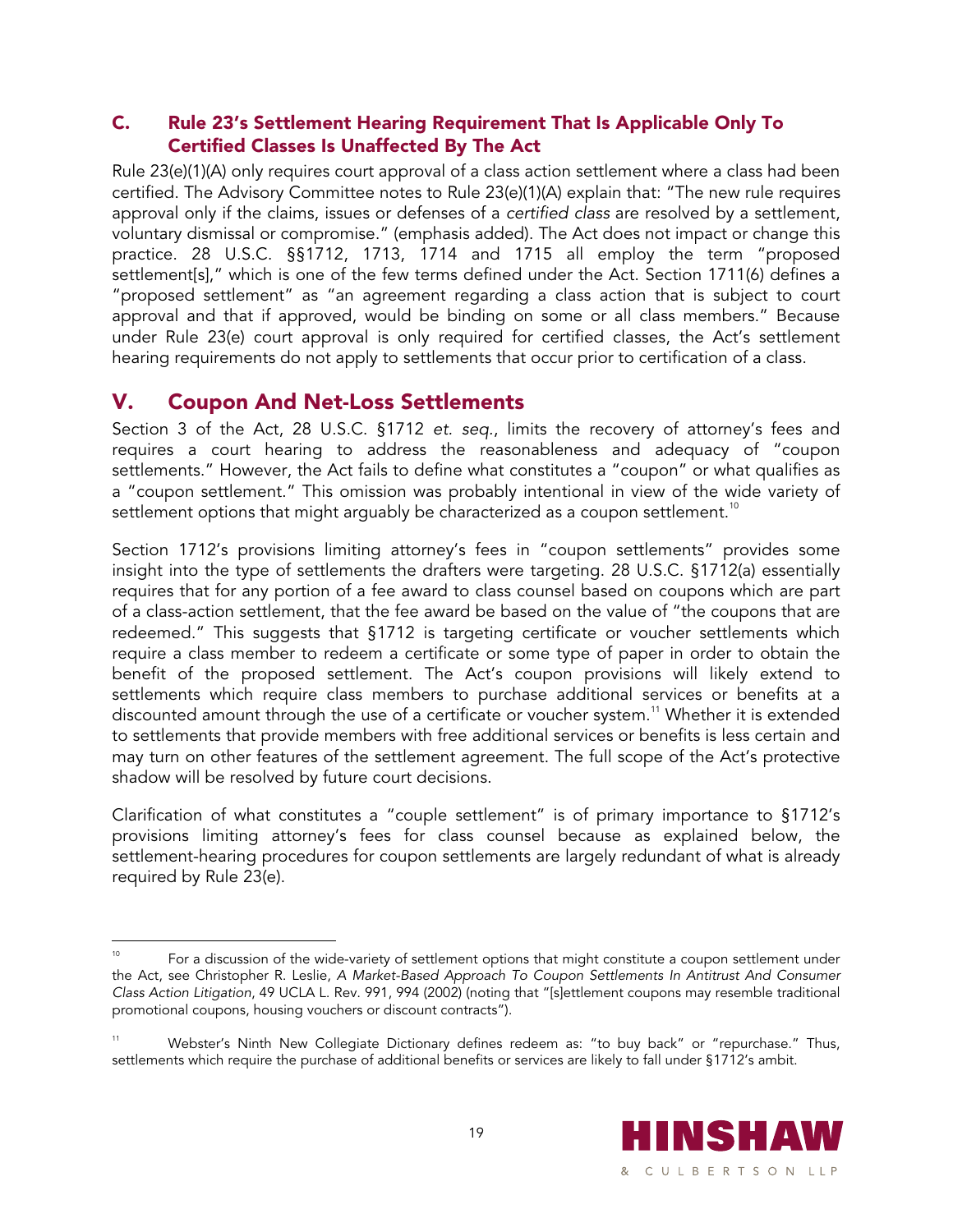### C. Rule 23's Settlement Hearing Requirement That Is Applicable Only To Certified Classes Is Unaffected By The Act

Rule 23(e)(1)(A) only requires court approval of a class action settlement where a class had been certified. The Advisory Committee notes to Rule 23(e)(1)(A) explain that: "The new rule requires approval only if the claims, issues or defenses of a *certified class* are resolved by a settlement, voluntary dismissal or compromise." (emphasis added). The Act does not impact or change this practice. 28 U.S.C. §§1712, 1713, 1714 and 1715 all employ the term "proposed settlement[s]," which is one of the few terms defined under the Act. Section 1711(6) defines a "proposed settlement" as "an agreement regarding a class action that is subject to court approval and that if approved, would be binding on some or all class members." Because under Rule 23(e) court approval is only required for certified classes, the Act's settlement hearing requirements do not apply to settlements that occur prior to certification of a class.

## V. Coupon And Net-Loss Settlements

Section 3 of the Act, 28 U.S.C. §1712 *et. seq.*, limits the recovery of attorney's fees and requires a court hearing to address the reasonableness and adequacy of "coupon settlements." However, the Act fails to define what constitutes a "coupon" or what qualifies as a "coupon settlement." This omission was probably intentional in view of the wide variety of settlement options that might arguably be characterized as a coupon settlement.[10]

Section 1712's provisions limiting attorney's fees in "coupon settlements" provides some insight into the type of settlements the drafters were targeting. 28 U.S.C. §1712(a) essentially requires that for any portion of a fee award to class counsel based on coupons which are part of a class-action settlement, that the fee award be based on the value of "the coupons that are redeemed." This suggests that §1712 is targeting certificate or voucher settlements which require a class member to redeem a certificate or some type of paper in order to obtain the benefit of the proposed settlement. The Act's coupon provisions will likely extend to settlements which require class members to purchase additional services or benefits at a discounted amount through the use of a certificate or voucher system.[11] Whether it is extended to settlements that provide members with free additional services or benefits is less certain and may turn on other features of the settlement agreement. The full scope of the Act's protective shadow will be resolved by future court decisions.

Clarification of what constitutes a "couple settlement" is of primary importance to §1712's provisions limiting attorney's fees for class counsel because as explained below, the settlement-hearing procedures for coupon settlements are largely redundant of what is already required by Rule 23(e).

---

[10] For a discussion of the wide-variety of settlement options that might constitute a coupon settlement under the Act, see Christopher R. Leslie, *A Market-Based Approach To Coupon Settlements In Antitrust And Consumer Class Action Litigation*, 49 UCLA L. Rev. 991, 994 (2002) (noting that "[s]ettlement coupons may resemble traditional promotional coupons, housing vouchers or discount contracts").

[11] Webster's Ninth New Collegiate Dictionary defines redeem as: "to buy back" or "repurchase." Thus, settlements which require the purchase of additional benefits or services are likely to fall under §1712's ambit.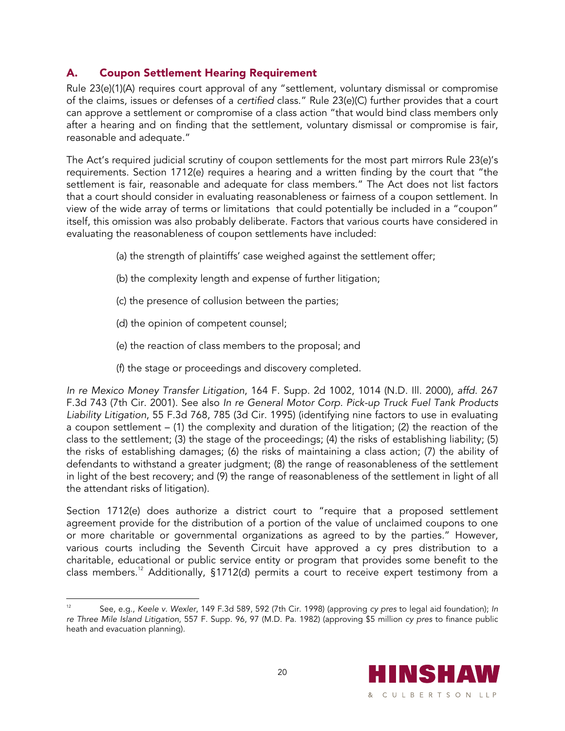## A. Coupon Settlement Hearing Requirement

Rule 23(e)(1)(A) requires court approval of any "settlement, voluntary dismissal or compromise of the claims, issues or defenses of a *certified* class." Rule 23(e)(C) further provides that a court can approve a settlement or compromise of a class action "that would bind class members only after a hearing and on finding that the settlement, voluntary dismissal or compromise is fair, reasonable and adequate."

The Act's required judicial scrutiny of coupon settlements for the most part mirrors Rule 23(e)'s requirements. Section 1712(e) requires a hearing and a written finding by the court that "the settlement is fair, reasonable and adequate for class members." The Act does not list factors that a court should consider in evaluating reasonableness or fairness of a coupon settlement. In view of the wide array of terms or limitations that could potentially be included in a "coupon" itself, this omission was also probably deliberate. Factors that various courts have considered in evaluating the reasonableness of coupon settlements have included:

(a) the strength of plaintiffs' case weighed against the settlement offer;

(b) the complexity length and expense of further litigation;

(c) the presence of collusion between the parties;

(d) the opinion of competent counsel;

(e) the reaction of class members to the proposal; and

(f) the stage or proceedings and discovery completed.

*In re Mexico Money Transfer Litigation*, 164 F. Supp. 2d 1002, 1014 (N.D. Ill. 2000), *affd.* 267 F.3d 743 (7th Cir. 2001). See also *In re General Motor Corp. Pick-up Truck Fuel Tank Products Liability Litigation*, 55 F.3d 768, 785 (3d Cir. 1995) (identifying nine factors to use in evaluating a coupon settlement – (1) the complexity and duration of the litigation; (2) the reaction of the class to the settlement; (3) the stage of the proceedings; (4) the risks of establishing liability; (5) the risks of establishing damages; (6) the risks of maintaining a class action; (7) the ability of defendants to withstand a greater judgment; (8) the range of reasonableness of the settlement in light of the best recovery; and (9) the range of reasonableness of the settlement in light of all the attendant risks of litigation).

Section 1712(e) does authorize a district court to "require that a proposed settlement agreement provide for the distribution of a portion of the value of unclaimed coupons to one or more charitable or governmental organizations as agreed to by the parties." However, various courts including the Seventh Circuit have approved a cy pres distribution to a charitable, educational or public service entity or program that provides some benefit to the class members.[12] Additionally, §1712(d) permits a court to receive expert testimony from a

---

[12] See, e.g., *Keele v. Wexler*, 149 F.3d 589, 592 (7th Cir. 1998) (approving *cy pres* to legal aid foundation); *In re Three Mile Island Litigation*, 557 F. Supp. 96, 97 (M.D. Pa. 1982) (approving $5 million *cy pres* to finance public heath and evacuation planning).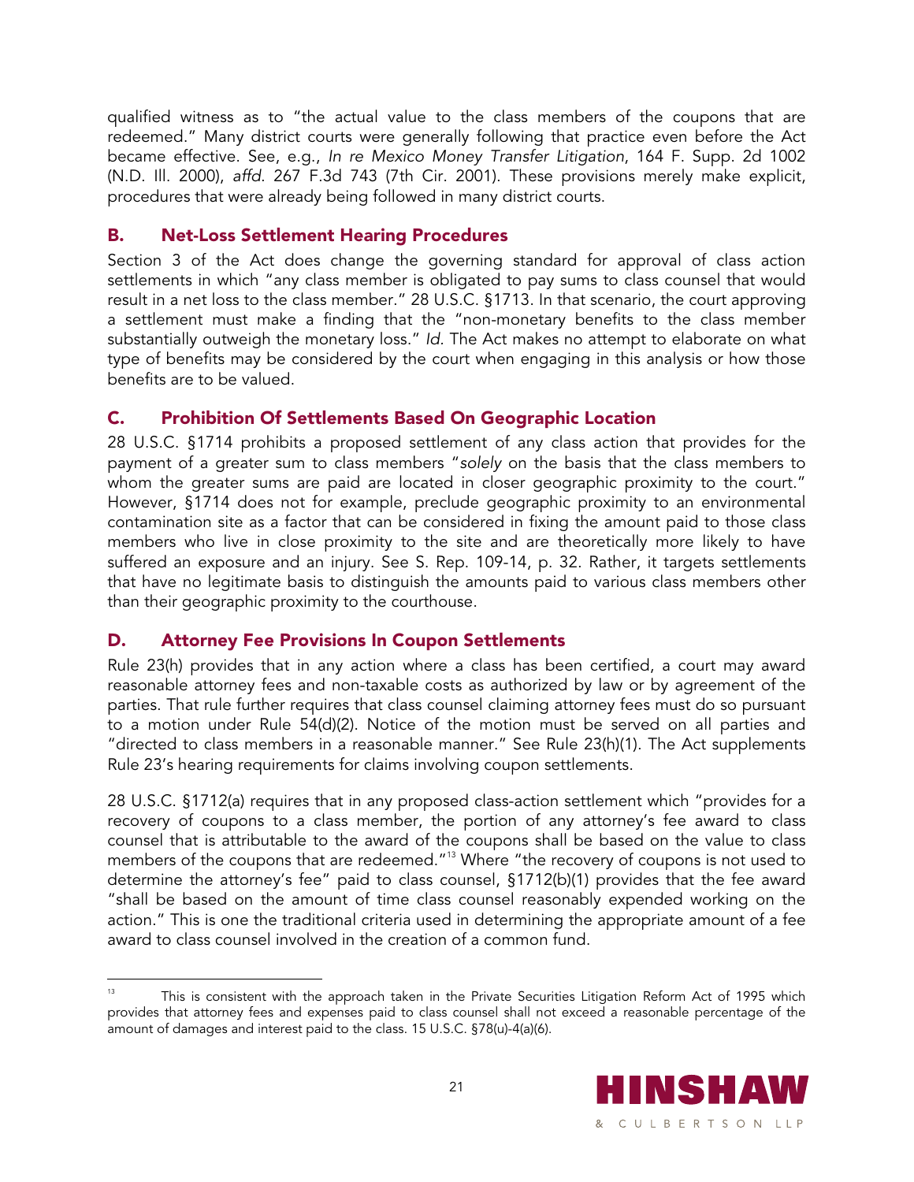qualified witness as to "the actual value to the class members of the coupons that are redeemed." Many district courts were generally following that practice even before the Act became effective. See, e.g., *In re Mexico Money Transfer Litigation*, 164 F. Supp. 2d 1002 (N.D. Ill. 2000), *affd.* 267 F.3d 743 (7th Cir. 2001). These provisions merely make explicit, procedures that were already being followed in many district courts.

## B. Net-Loss Settlement Hearing Procedures

Section 3 of the Act does change the governing standard for approval of class action settlements in which "any class member is obligated to pay sums to class counsel that would result in a net loss to the class member." 28 U.S.C. §1713. In that scenario, the court approving a settlement must make a finding that the "non-monetary benefits to the class member substantially outweigh the monetary loss." *Id.* The Act makes no attempt to elaborate on what type of benefits may be considered by the court when engaging in this analysis or how those benefits are to be valued.

## C. Prohibition Of Settlements Based On Geographic Location

28 U.S.C. §1714 prohibits a proposed settlement of any class action that provides for the payment of a greater sum to class members "*solely* on the basis that the class members to whom the greater sums are paid are located in closer geographic proximity to the court." However, §1714 does not for example, preclude geographic proximity to an environmental contamination site as a factor that can be considered in fixing the amount paid to those class members who live in close proximity to the site and are theoretically more likely to have suffered an exposure and an injury. See S. Rep. 109-14, p. 32. Rather, it targets settlements that have no legitimate basis to distinguish the amounts paid to various class members other than their geographic proximity to the courthouse.

## D. Attorney Fee Provisions In Coupon Settlements

Rule 23(h) provides that in any action where a class has been certified, a court may award reasonable attorney fees and non-taxable costs as authorized by law or by agreement of the parties. That rule further requires that class counsel claiming attorney fees must do so pursuant to a motion under Rule 54(d)(2). Notice of the motion must be served on all parties and "directed to class members in a reasonable manner." See Rule 23(h)(1). The Act supplements Rule 23's hearing requirements for claims involving coupon settlements.

28 U.S.C. §1712(a) requires that in any proposed class-action settlement which "provides for a recovery of coupons to a class member, the portion of any attorney's fee award to class counsel that is attributable to the award of the coupons shall be based on the value to class members of the coupons that are redeemed."[13] Where "the recovery of coupons is not used to determine the attorney's fee" paid to class counsel, §1712(b)(1) provides that the fee award "shall be based on the amount of time class counsel reasonably expended working on the action." This is one the traditional criteria used in determining the appropriate amount of a fee award to class counsel involved in the creation of a common fund.

[13] This is consistent with the approach taken in the Private Securities Litigation Reform Act of 1995 which provides that attorney fees and expenses paid to class counsel shall not exceed a reasonable percentage of the amount of damages and interest paid to the class. 15 U.S.C. §78(u)-4(a)(6).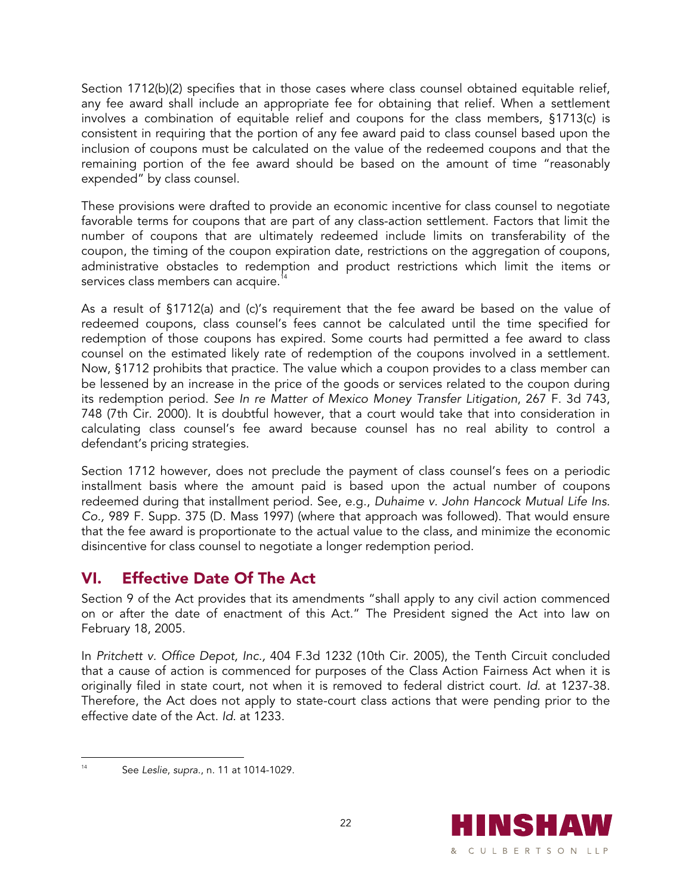Section 1712(b)(2) specifies that in those cases where class counsel obtained equitable relief, any fee award shall include an appropriate fee for obtaining that relief. When a settlement involves a combination of equitable relief and coupons for the class members, §1713(c) is consistent in requiring that the portion of any fee award paid to class counsel based upon the inclusion of coupons must be calculated on the value of the redeemed coupons and that the remaining portion of the fee award should be based on the amount of time "reasonably expended" by class counsel.

These provisions were drafted to provide an economic incentive for class counsel to negotiate favorable terms for coupons that are part of any class-action settlement. Factors that limit the number of coupons that are ultimately redeemed include limits on transferability of the coupon, the timing of the coupon expiration date, restrictions on the aggregation of coupons, administrative obstacles to redemption and product restrictions which limit the items or services class members can acquire.[14]

As a result of §1712(a) and (c)'s requirement that the fee award be based on the value of redeemed coupons, class counsel's fees cannot be calculated until the time specified for redemption of those coupons has expired. Some courts had permitted a fee award to class counsel on the estimated likely rate of redemption of the coupons involved in a settlement. Now, §1712 prohibits that practice. The value which a coupon provides to a class member can be lessened by an increase in the price of the goods or services related to the coupon during its redemption period. *See In re Matter of Mexico Money Transfer Litigation*, 267 F. 3d 743, 748 (7th Cir. 2000). It is doubtful however, that a court would take that into consideration in calculating class counsel's fee award because counsel has no real ability to control a defendant's pricing strategies.

Section 1712 however, does not preclude the payment of class counsel's fees on a periodic installment basis where the amount paid is based upon the actual number of coupons redeemed during that installment period. See, e.g., *Duhaime v. John Hancock Mutual Life Ins. Co.,* 989 F. Supp. 375 (D. Mass 1997) (where that approach was followed). That would ensure that the fee award is proportionate to the actual value to the class, and minimize the economic disincentive for class counsel to negotiate a longer redemption period.

## VI. Effective Date Of The Act

Section 9 of the Act provides that its amendments "shall apply to any civil action commenced on or after the date of enactment of this Act." The President signed the Act into law on February 18, 2005.

In *Pritchett v. Office Depot, Inc.*, 404 F.3d 1232 (10th Cir. 2005), the Tenth Circuit concluded that a cause of action is commenced for purposes of the Class Action Fairness Act when it is originally filed in state court, not when it is removed to federal district court. *Id.* at 1237-38. Therefore, the Act does not apply to state-court class actions that were pending prior to the effective date of the Act. *Id.* at 1233.

---

[14] See *Leslie*, *supra.*, n. 11 at 1014-1029.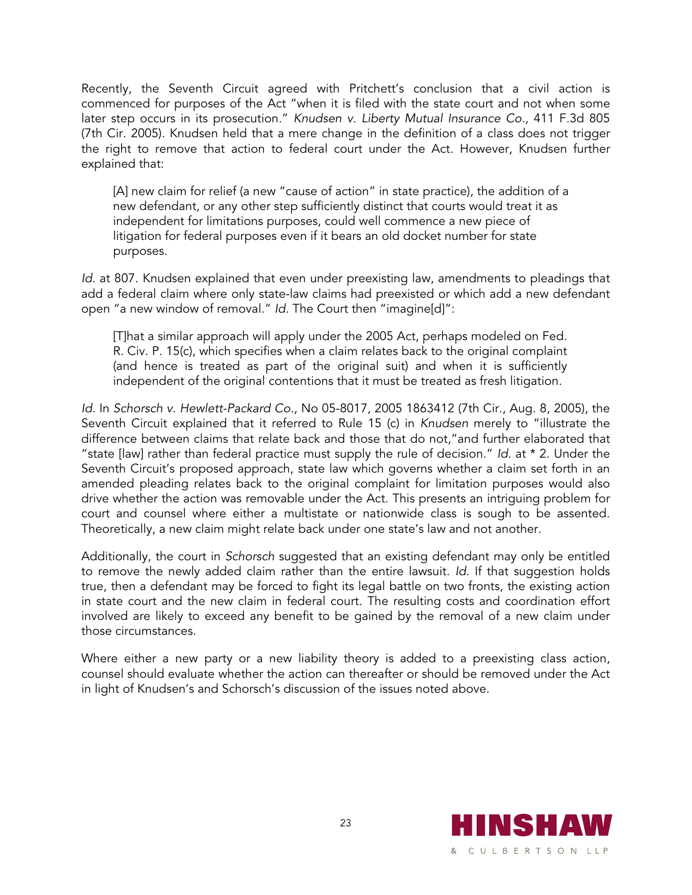Recently, the Seventh Circuit agreed with Pritchett's conclusion that a civil action is commenced for purposes of the Act "when it is filed with the state court and not when some later step occurs in its prosecution." *Knudsen v. Liberty Mutual Insurance Co.,* 411 F.3d 805 (7th Cir. 2005). Knudsen held that a mere change in the definition of a class does not trigger the right to remove that action to federal court under the Act. However, Knudsen further explained that:

> [A] new claim for relief (a new "cause of action" in state practice), the addition of a new defendant, or any other step sufficiently distinct that courts would treat it as independent for limitations purposes, could well commence a new piece of litigation for federal purposes even if it bears an old docket number for state purposes.

*Id.* at 807. Knudsen explained that even under preexisting law, amendments to pleadings that add a federal claim where only state-law claims had preexisted or which add a new defendant open "a new window of removal." *Id.* The Court then "imagine[d]":

> [T]hat a similar approach will apply under the 2005 Act, perhaps modeled on Fed. R. Civ. P. 15(c), which specifies when a claim relates back to the original complaint (and hence is treated as part of the original suit) and when it is sufficiently independent of the original contentions that it must be treated as fresh litigation.

*Id.* In *Schorsch v. Hewlett-Packard Co.,* No 05-8017, 2005 1863412 (7th Cir., Aug. 8, 2005), the Seventh Circuit explained that it referred to Rule 15 (c) in *Knudsen* merely to "illustrate the difference between claims that relate back and those that do not,"and further elaborated that "state [law] rather than federal practice must supply the rule of decision." *Id.* at * 2. Under the Seventh Circuit's proposed approach, state law which governs whether a claim set forth in an amended pleading relates back to the original complaint for limitation purposes would also drive whether the action was removable under the Act. This presents an intriguing problem for court and counsel where either a multistate or nationwide class is sough to be assented. Theoretically, a new claim might relate back under one state's law and not another.

Additionally, the court in *Schorsch* suggested that an existing defendant may only be entitled to remove the newly added claim rather than the entire lawsuit. *Id.* If that suggestion holds true, then a defendant may be forced to fight its legal battle on two fronts, the existing action in state court and the new claim in federal court. The resulting costs and coordination effort involved are likely to exceed any benefit to be gained by the removal of a new claim under those circumstances.

Where either a new party or a new liability theory is added to a preexisting class action, counsel should evaluate whether the action can thereafter or should be removed under the Act in light of Knudsen's and Schorsch's discussion of the issues noted above.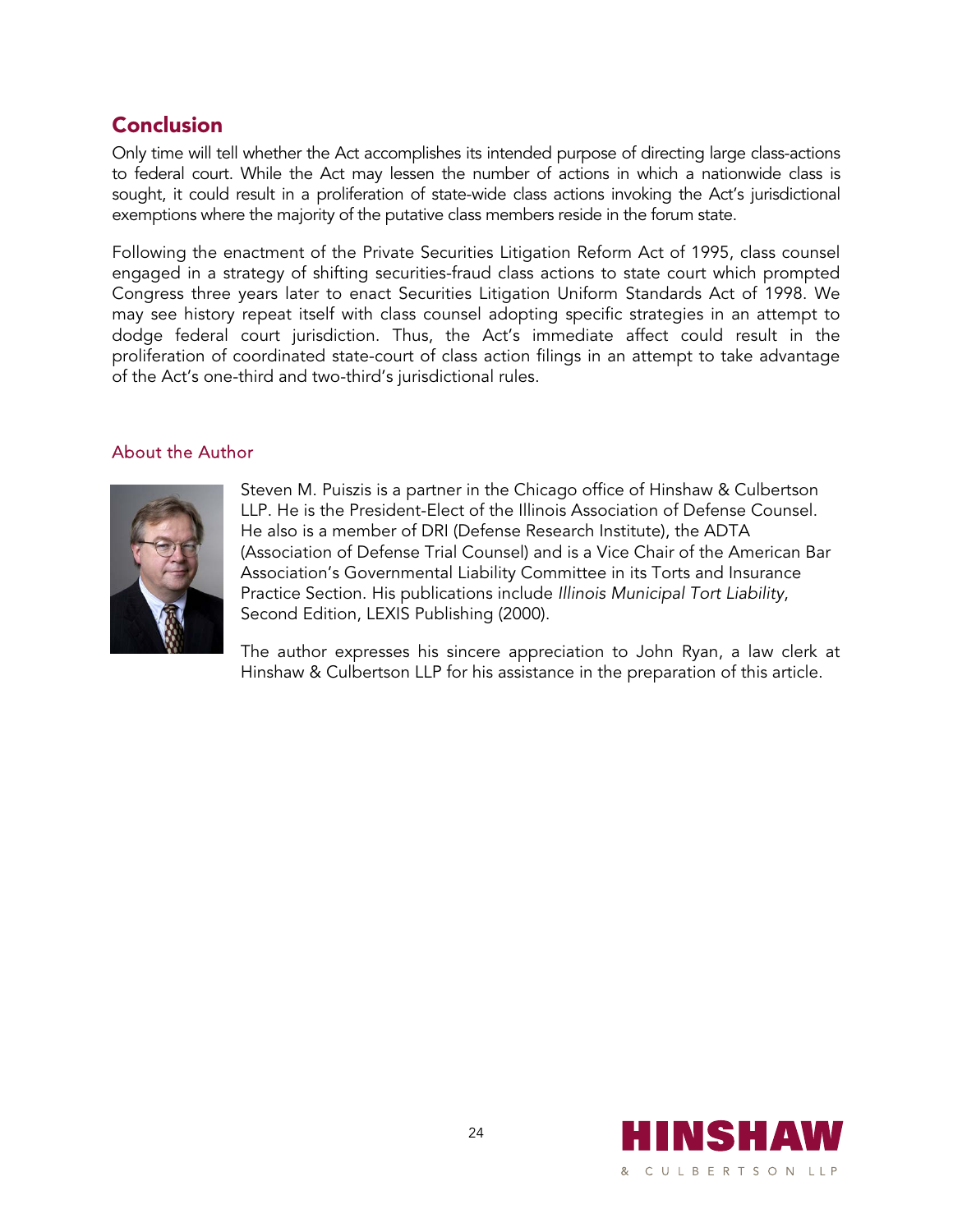## Conclusion

Only time will tell whether the Act accomplishes its intended purpose of directing large class-actions to federal court. While the Act may lessen the number of actions in which a nationwide class is sought, it could result in a proliferation of state-wide class actions invoking the Act's jurisdictional exemptions where the majority of the putative class members reside in the forum state.

Following the enactment of the Private Securities Litigation Reform Act of 1995, class counsel engaged in a strategy of shifting securities-fraud class actions to state court which prompted Congress three years later to enact Securities Litigation Uniform Standards Act of 1998. We may see history repeat itself with class counsel adopting specific strategies in an attempt to dodge federal court jurisdiction. Thus, the Act's immediate affect could result in the proliferation of coordinated state-court of class action filings in an attempt to take advantage of the Act's one-third and two-third's jurisdictional rules.

### About the Author

Steven M. Puiszis is a partner in the Chicago office of Hinshaw & Culbertson LLP. He is the President-Elect of the Illinois Association of Defense Counsel. He also is a member of DRI (Defense Research Institute), the ADTA (Association of Defense Trial Counsel) and is a Vice Chair of the American Bar Association's Governmental Liability Committee in its Torts and Insurance Practice Section. His publications include *Illinois Municipal Tort Liability*, Second Edition, LEXIS Publishing (2000).

The author expresses his sincere appreciation to John Ryan, a law clerk at Hinshaw & Culbertson LLP for his assistance in the preparation of this article.